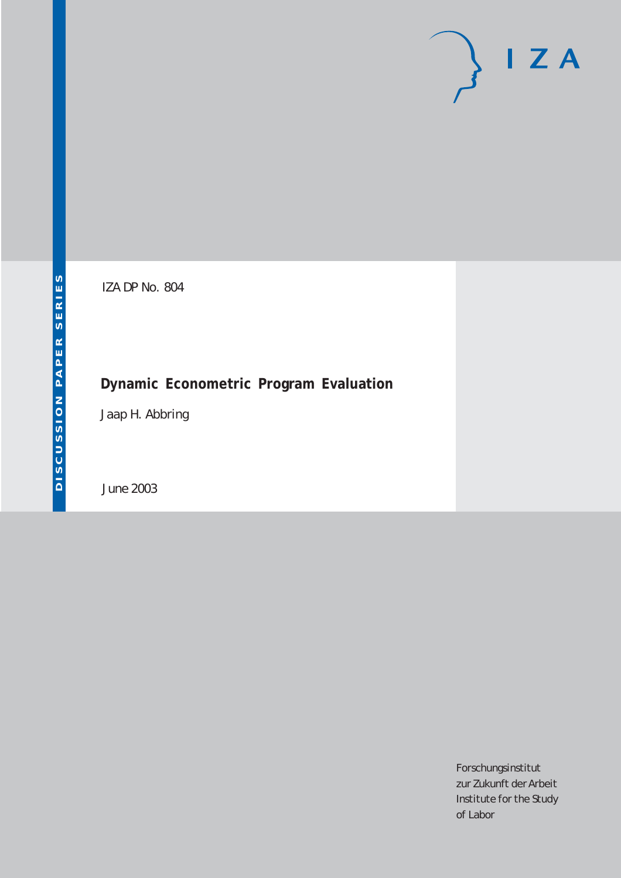DISCUSSION PAPER SERIES

IZA

IZA DP No. 804

# Dynamic Econometric Program Evaluation

Jaap H. Abbring

June 2003

Forschungsinstitut
zur Zukunft der Arbeit
Institute for the Study
of Labor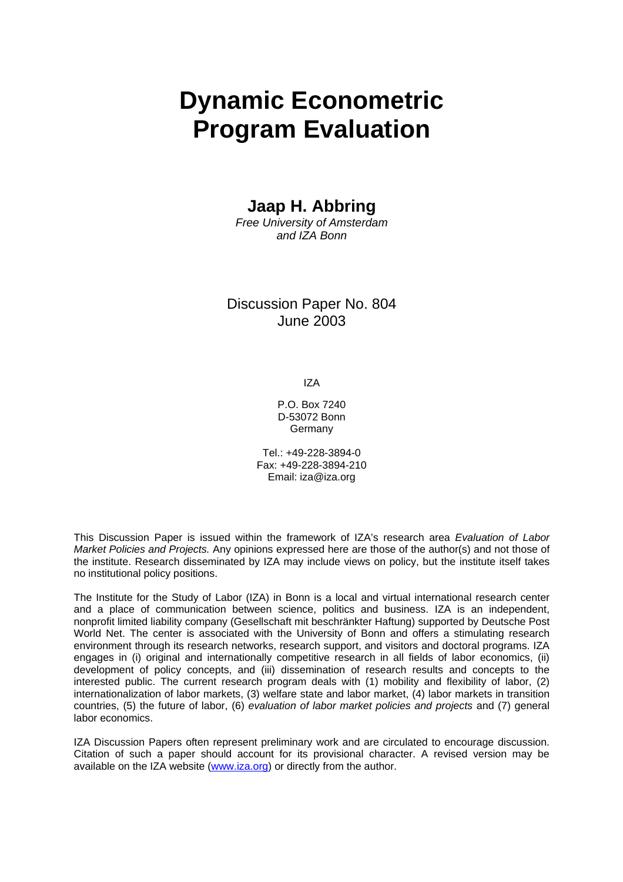# Dynamic Econometric Program Evaluation

**Jaap H. Abbring**

*Free University of Amsterdam and IZA Bonn*

Discussion Paper No. 804
June 2003

IZA

P.O. Box 7240
D-53072 Bonn
Germany

Tel.: +49-228-3894-0
Fax: +49-228-3894-210
Email: iza@iza.org

This Discussion Paper is issued within the framework of IZA's research area *Evaluation of Labor Market Policies and Projects.* Any opinions expressed here are those of the author(s) and not those of the institute. Research disseminated by IZA may include views on policy, but the institute itself takes no institutional policy positions.

The Institute for the Study of Labor (IZA) in Bonn is a local and virtual international research center and a place of communication between science, politics and business. IZA is an independent, nonprofit limited liability company (Gesellschaft mit beschränkter Haftung) supported by Deutsche Post World Net. The center is associated with the University of Bonn and offers a stimulating research environment through its research networks, research support, and visitors and doctoral programs. IZA engages in (i) original and internationally competitive research in all fields of labor economics, (ii) development of policy concepts, and (iii) dissemination of research results and concepts to the interested public. The current research program deals with (1) mobility and flexibility of labor, (2) internationalization of labor markets, (3) welfare state and labor market, (4) labor markets in transition countries, (5) the future of labor, (6) *evaluation of labor market policies and projects* and (7) general labor economics.

IZA Discussion Papers often represent preliminary work and are circulated to encourage discussion. Citation of such a paper should account for its provisional character. A revised version may be available on the IZA website (www.iza.org) or directly from the author.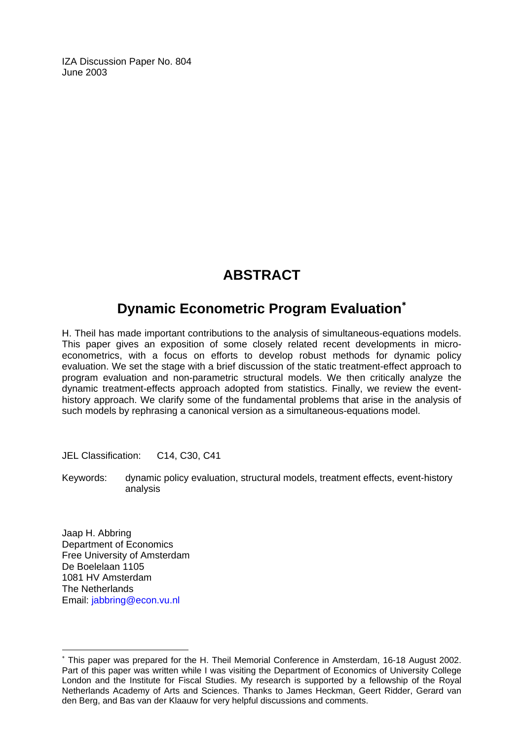IZA Discussion Paper No. 804
June 2003

# ABSTRACT

## Dynamic Econometric Program Evaluation*

H. Theil has made important contributions to the analysis of simultaneous-equations models. This paper gives an exposition of some closely related recent developments in micro-econometrics, with a focus on efforts to develop robust methods for dynamic policy evaluation. We set the stage with a brief discussion of the static treatment-effect approach to program evaluation and non-parametric structural models. We then critically analyze the dynamic treatment-effects approach adopted from statistics. Finally, we review the event-history approach. We clarify some of the fundamental problems that arise in the analysis of such models by rephrasing a canonical version as a simultaneous-equations model.

JEL Classification: C14, C30, C41

Keywords: dynamic policy evaluation, structural models, treatment effects, event-history analysis

Jaap H. Abbring
Department of Economics
Free University of Amsterdam
De Boelelaan 1105
1081 HV Amsterdam
The Netherlands
Email: jabbring@econ.vu.nl

---

* This paper was prepared for the H. Theil Memorial Conference in Amsterdam, 16-18 August 2002. Part of this paper was written while I was visiting the Department of Economics of University College London and the Institute for Fiscal Studies. My research is supported by a fellowship of the Royal Netherlands Academy of Arts and Sciences. Thanks to James Heckman, Geert Ridder, Gerard van den Berg, and Bas van der Klaauw for very helpful discussions and comments.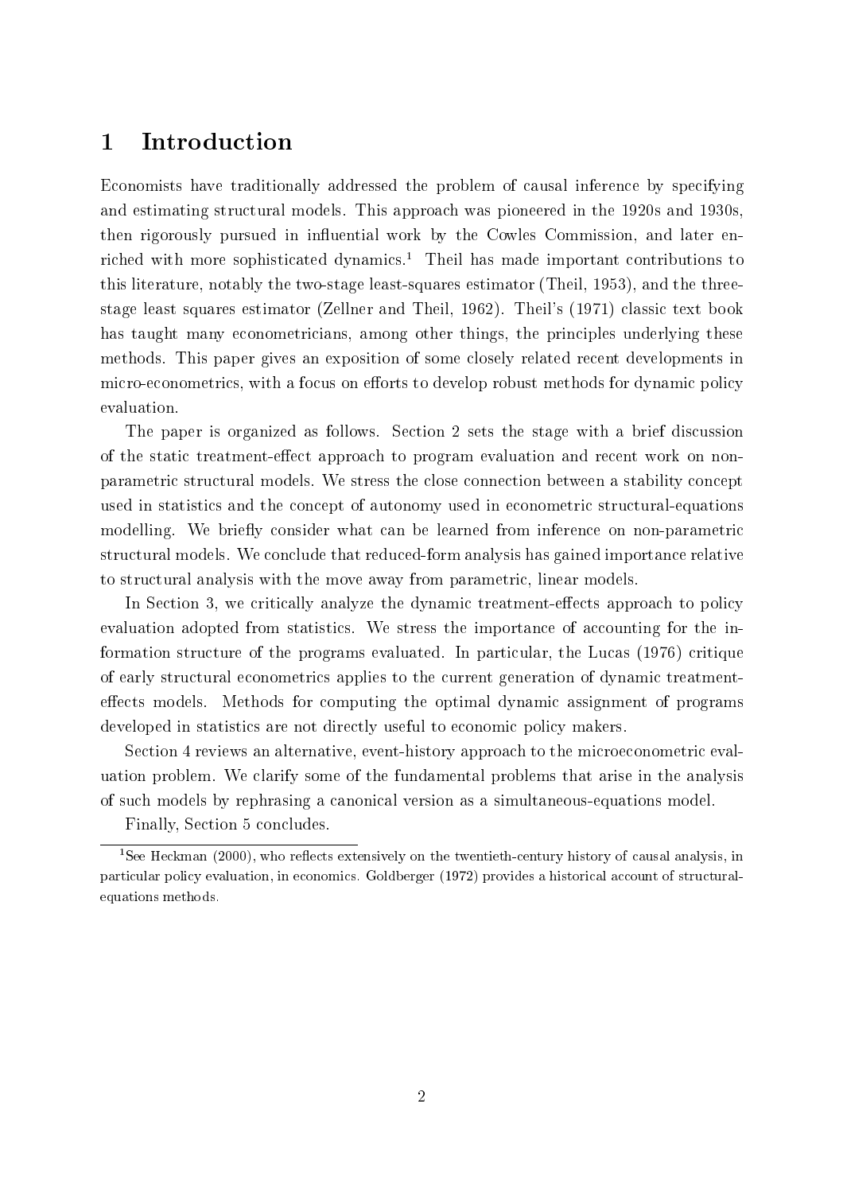# 1 Introduction

Economists have traditionally addressed the problem of causal inference by specifying and estimating structural models. This approach was pioneered in the 1920s and 1930s, then rigorously pursued in influential work by the Cowles Commission, and later enriched with more sophisticated dynamics.[1] Theil has made important contributions to this literature, notably the two-stage least-squares estimator (Theil, 1953), and the three-stage least squares estimator (Zellner and Theil, 1962). Theil's (1971) classic text book has taught many econometricians, among other things, the principles underlying these methods. This paper gives an exposition of some closely related recent developments in micro-econometrics, with a focus on efforts to develop robust methods for dynamic policy evaluation.

The paper is organized as follows. Section 2 sets the stage with a brief discussion of the static treatment-effect approach to program evaluation and recent work on non-parametric structural models. We stress the close connection between a stability concept used in statistics and the concept of autonomy used in econometric structural-equations modelling. We briefly consider what can be learned from inference on non-parametric structural models. We conclude that reduced-form analysis has gained importance relative to structural analysis with the move away from parametric, linear models.

In Section 3, we critically analyze the dynamic treatment-effects approach to policy evaluation adopted from statistics. We stress the importance of accounting for the information structure of the programs evaluated. In particular, the Lucas (1976) critique of early structural econometrics applies to the current generation of dynamic treatment-effects models. Methods for computing the optimal dynamic assignment of programs developed in statistics are not directly useful to economic policy makers.

Section 4 reviews an alternative, event-history approach to the microeconometric evaluation problem. We clarify some of the fundamental problems that arise in the analysis of such models by rephrasing a canonical version as a simultaneous-equations model.

Finally, Section 5 concludes.

[1] See Heckman (2000), who reflects extensively on the twentieth-century history of causal analysis, in particular policy evaluation, in economics. Goldberger (1972) provides a historical account of structural-equations methods.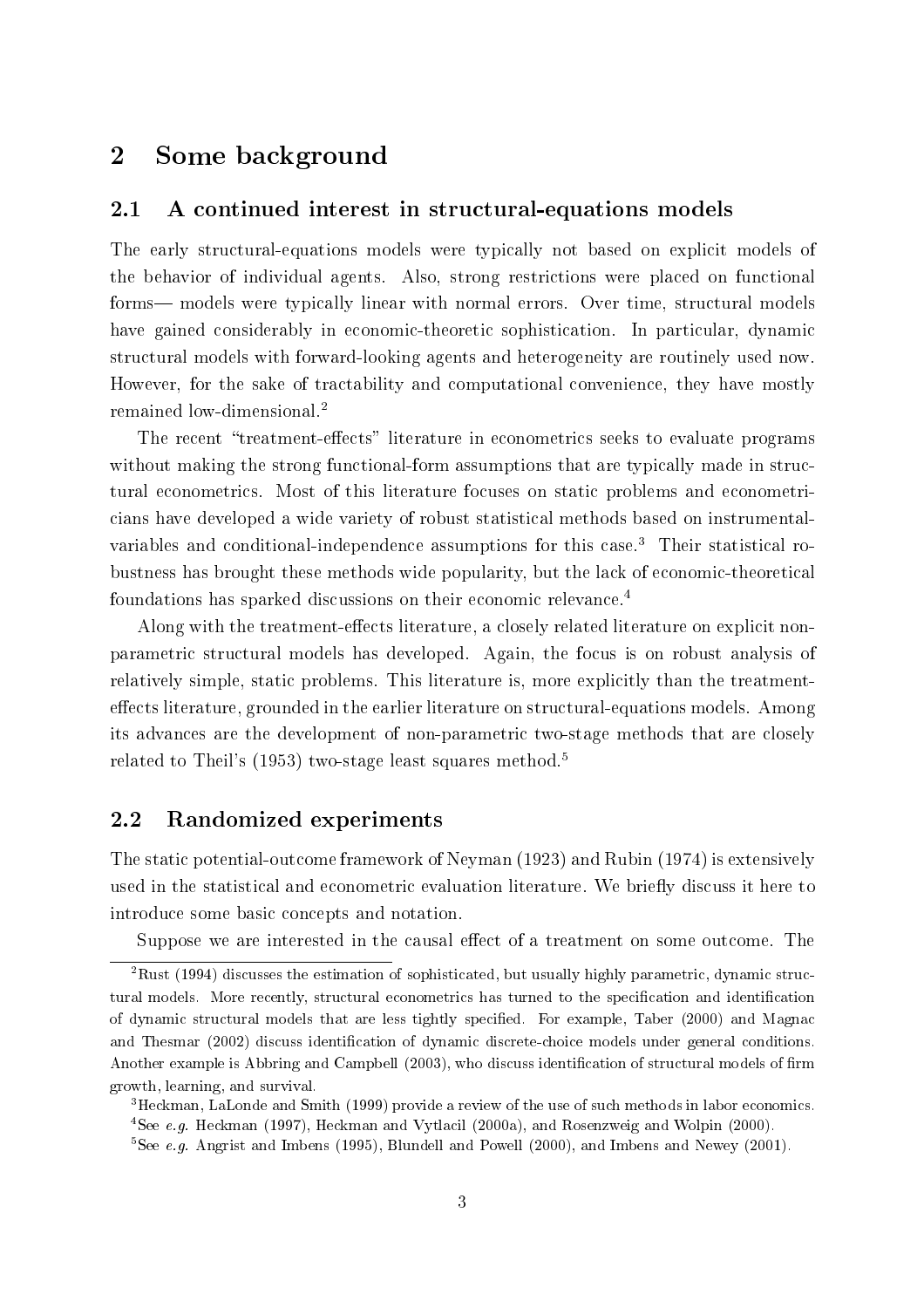# 2 Some background

## 2.1 A continued interest in structural-equations models

The early structural-equations models were typically not based on explicit models of the behavior of individual agents. Also, strong restrictions were placed on functional forms— models were typically linear with normal errors. Over time, structural models have gained considerably in economic-theoretic sophistication. In particular, dynamic structural models with forward-looking agents and heterogeneity are routinely used now. However, for the sake of tractability and computational convenience, they have mostly remained low-dimensional.[2]

The recent "treatment-effects" literature in econometrics seeks to evaluate programs without making the strong functional-form assumptions that are typically made in structural econometrics. Most of this literature focuses on static problems and econometricians have developed a wide variety of robust statistical methods based on instrumental-variables and conditional-independence assumptions for this case.[3] Their statistical robustness has brought these methods wide popularity, but the lack of economic-theoretical foundations has sparked discussions on their economic relevance.[4]

Along with the treatment-effects literature, a closely related literature on explicit non-parametric structural models has developed. Again, the focus is on robust analysis of relatively simple, static problems. This literature is, more explicitly than the treatment-effects literature, grounded in the earlier literature on structural-equations models. Among its advances are the development of non-parametric two-stage methods that are closely related to Theil's (1953) two-stage least squares method.[5]

## 2.2 Randomized experiments

The static potential-outcome framework of Neyman (1923) and Rubin (1974) is extensively used in the statistical and econometric evaluation literature. We briefly discuss it here to introduce some basic concepts and notation.

Suppose we are interested in the causal effect of a treatment on some outcome. The

---

[2] Rust (1994) discusses the estimation of sophisticated, but usually highly parametric, dynamic structural models. More recently, structural econometrics has turned to the specification and identification of dynamic structural models that are less tightly specified. For example, Taber (2000) and Magnac and Thesmar (2002) discuss identification of dynamic discrete-choice models under general conditions. Another example is Abbring and Campbell (2003), who discuss identification of structural models of firm growth, learning, and survival.

[3] Heckman, LaLonde and Smith (1999) provide a review of the use of such methods in labor economics.

[4] See *e.g.* Heckman (1997), Heckman and Vytlacil (2000a), and Rosenzweig and Wolpin (2000).

[5] See *e.g.* Angrist and Imbens (1995), Blundell and Powell (2000), and Imbens and Newey (2001).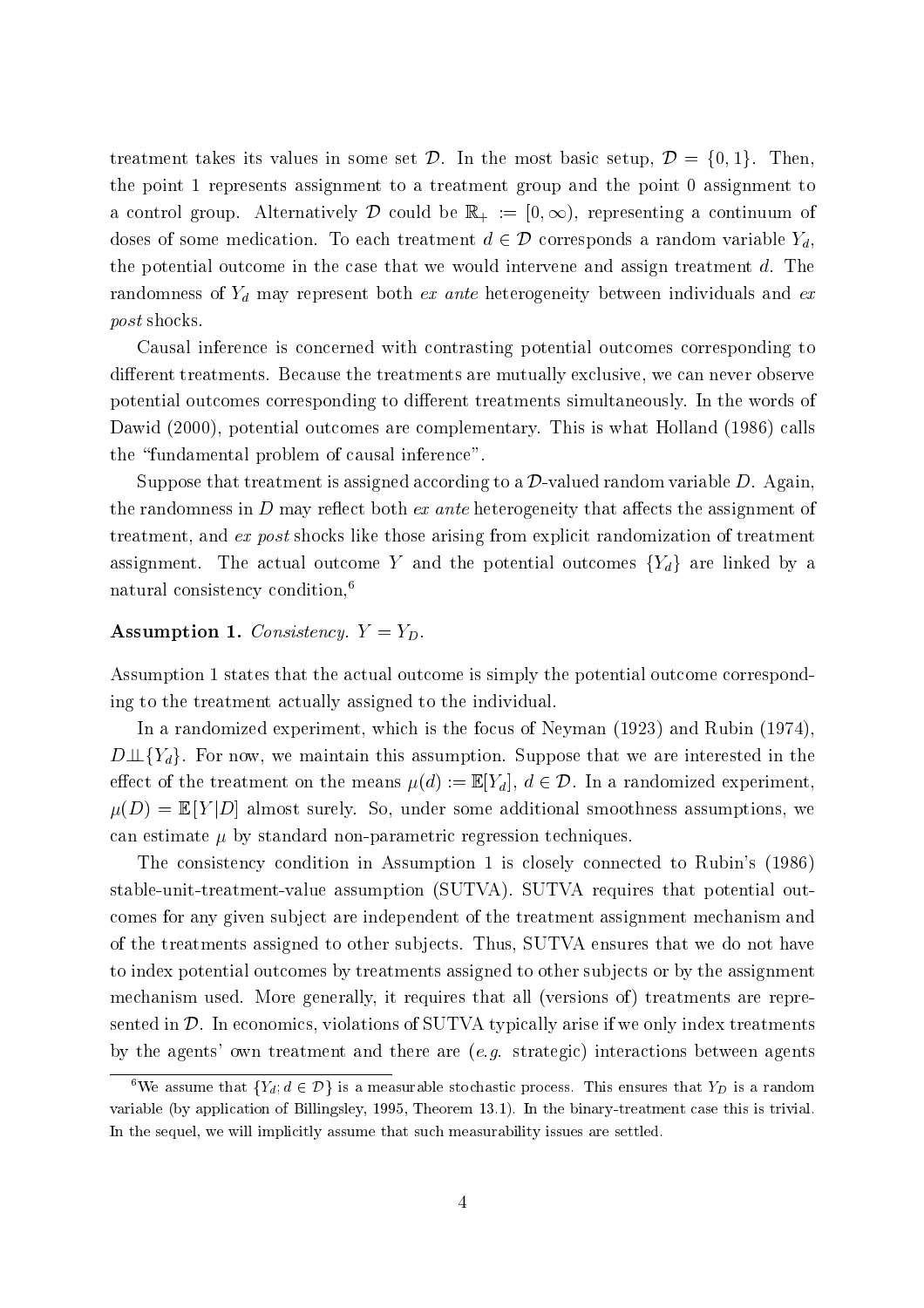treatment takes its values in some set $\mathcal{D}$. In the most basic setup, $\mathcal{D} = \{0, 1\}$. Then, the point 1 represents assignment to a treatment group and the point 0 assignment to a control group. Alternatively $\mathcal{D}$ could be $\mathbb{R}_+ := [0, \infty)$, representing a continuum of doses of some medication. To each treatment $d \in \mathcal{D}$ corresponds a random variable $Y_d$, the potential outcome in the case that we would intervene and assign treatment $d$. The randomness of $Y_d$ may represent both *ex ante* heterogeneity between individuals and *ex post* shocks.

Causal inference is concerned with contrasting potential outcomes corresponding to different treatments. Because the treatments are mutually exclusive, we can never observe potential outcomes corresponding to different treatments simultaneously. In the words of Dawid (2000), potential outcomes are complementary. This is what Holland (1986) calls the "fundamental problem of causal inference".

Suppose that treatment is assigned according to a $\mathcal{D}$-valued random variable $D$. Again, the randomness in $D$ may reflect both *ex ante* heterogeneity that affects the assignment of treatment, and *ex post* shocks like those arising from explicit randomization of treatment assignment. The actual outcome $Y$ and the potential outcomes $\{Y_d\}$ are linked by a natural consistency condition,[6]

**Assumption 1.** *Consistency.* $Y = Y_D$.

Assumption 1 states that the actual outcome is simply the potential outcome corresponding to the treatment actually assigned to the individual.

In a randomized experiment, which is the focus of Neyman (1923) and Rubin (1974), $D \perp\!\!\!\perp \{Y_d\}$. For now, we maintain this assumption. Suppose that we are interested in the effect of the treatment on the means $\mu(d) := \mathbb{E}[Y_d]$, $d \in \mathcal{D}$. In a randomized experiment, $\mu(D) = \mathbb{E}[Y|D]$ almost surely. So, under some additional smoothness assumptions, we can estimate $\mu$ by standard non-parametric regression techniques.

The consistency condition in Assumption 1 is closely connected to Rubin's (1986) stable-unit-treatment-value assumption (SUTVA). SUTVA requires that potential outcomes for any given subject are independent of the treatment assignment mechanism and of the treatments assigned to other subjects. Thus, SUTVA ensures that we do not have to index potential outcomes by treatments assigned to other subjects or by the assignment mechanism used. More generally, it requires that all (versions of) treatments are represented in $\mathcal{D}$. In economics, violations of SUTVA typically arise if we only index treatments by the agents' own treatment and there are (*e.g.* strategic) interactions between agents

[6] We assume that $\{Y_d; d \in \mathcal{D}\}$ is a measurable stochastic process. This ensures that $Y_D$ is a random variable (by application of Billingsley, 1995, Theorem 13.1). In the binary-treatment case this is trivial. In the sequel, we will implicitly assume that such measurability issues are settled.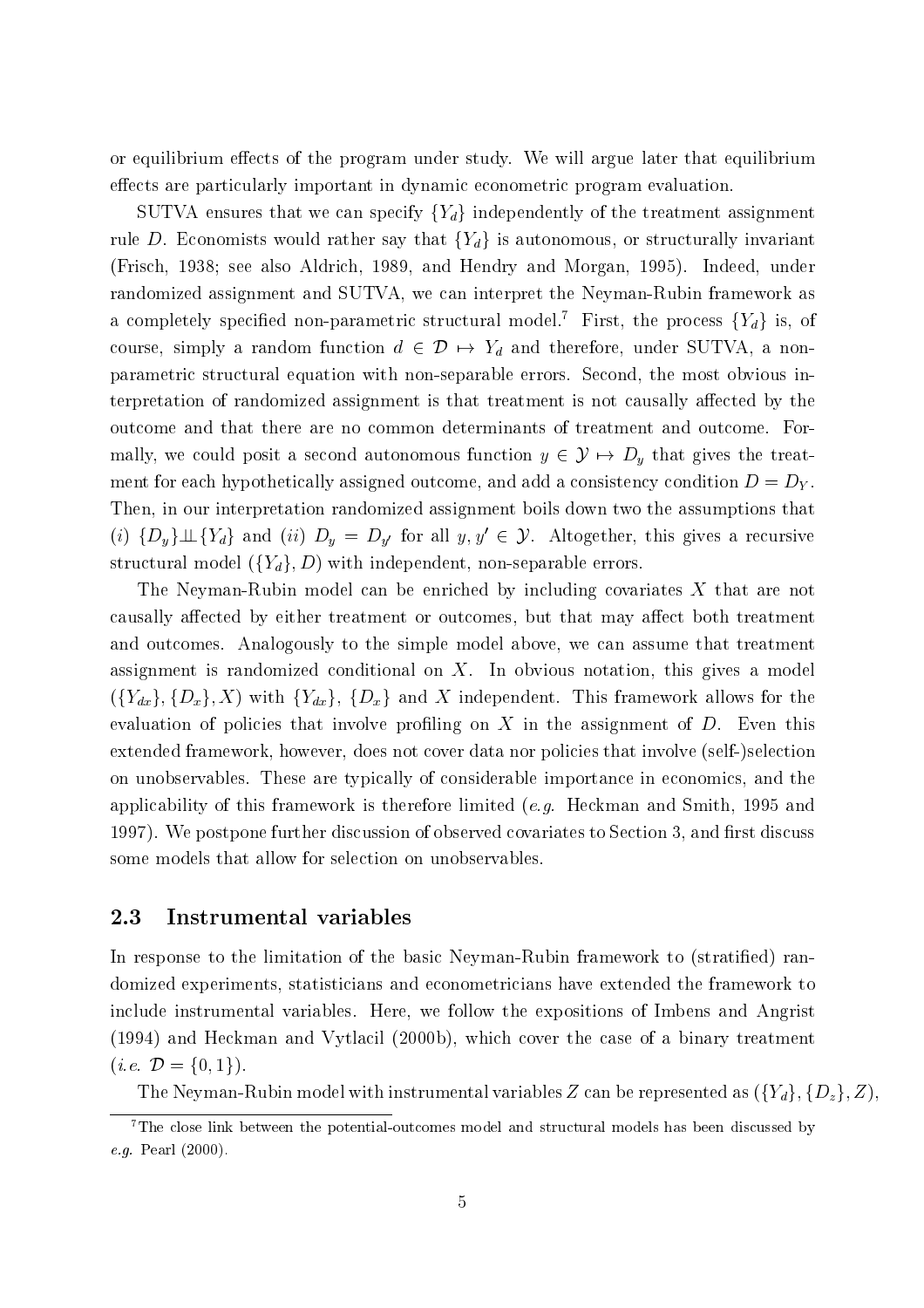or equilibrium effects of the program under study. We will argue later that equilibrium effects are particularly important in dynamic econometric program evaluation.

SUTVA ensures that we can specify $\{Y_d\}$ independently of the treatment assignment rule $D$. Economists would rather say that $\{Y_d\}$ is autonomous, or structurally invariant (Frisch, 1938; see also Aldrich, 1989, and Hendry and Morgan, 1995). Indeed, under randomized assignment and SUTVA, we can interpret the Neyman-Rubin framework as a completely specified non-parametric structural model.[7] First, the process $\{Y_d\}$ is, of course, simply a random function $d \in \mathcal{D} \mapsto Y_d$ and therefore, under SUTVA, a non-parametric structural equation with non-separable errors. Second, the most obvious interpretation of randomized assignment is that treatment is not causally affected by the outcome and that there are no common determinants of treatment and outcome. Formally, we could posit a second autonomous function $y \in \mathcal{Y} \mapsto D_y$ that gives the treatment for each hypothetically assigned outcome, and add a consistency condition $D = D_Y$. Then, in our interpretation randomized assignment boils down two the assumptions that $(i)$ $\{D_y\} \perp\!\!\!\perp \{Y_d\}$ and $(ii)$ $D_y = D_{y'}$ for all $y, y' \in \mathcal{Y}$. Altogether, this gives a recursive structural model $(\{Y_d\}, D)$ with independent, non-separable errors.

The Neyman-Rubin model can be enriched by including covariates $X$ that are not causally affected by either treatment or outcomes, but that may affect both treatment and outcomes. Analogously to the simple model above, we can assume that treatment assignment is randomized conditional on $X$. In obvious notation, this gives a model $(\{Y_{dx}\}, \{D_x\}, X)$ with $\{Y_{dx}\}$, $\{D_x\}$ and $X$ independent. This framework allows for the evaluation of policies that involve profiling on $X$ in the assignment of $D$. Even this extended framework, however, does not cover data nor policies that involve (self-)selection on unobservables. These are typically of considerable importance in economics, and the applicability of this framework is therefore limited (*e.g.* Heckman and Smith, 1995 and 1997). We postpone further discussion of observed covariates to Section 3, and first discuss some models that allow for selection on unobservables.

## 2.3 Instrumental variables

In response to the limitation of the basic Neyman-Rubin framework to (stratified) randomized experiments, statisticians and econometricians have extended the framework to include instrumental variables. Here, we follow the expositions of Imbens and Angrist (1994) and Heckman and Vytlacil (2000b), which cover the case of a binary treatment (*i.e.* $\mathcal{D} = \{0, 1\}$).

The Neyman-Rubin model with instrumental variables $Z$ can be represented as $(\{Y_d\}, \{D_z\}, Z)$,

[7] The close link between the potential-outcomes model and structural models has been discussed by *e.g.* Pearl (2000).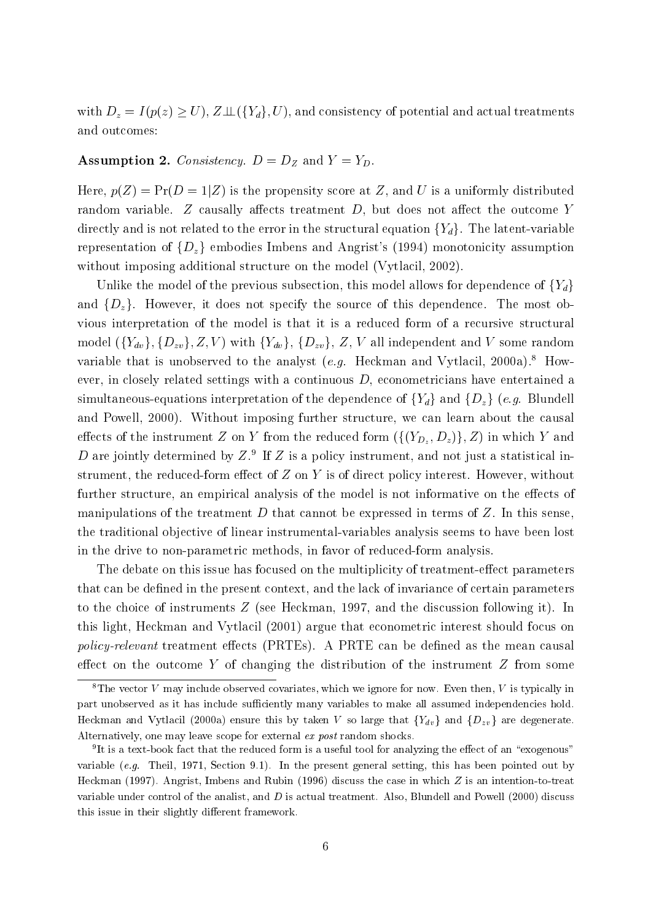with $D_z = I(p(z) \geq U)$, $Z \perp\!\!\!\perp (\{Y_d\}, U)$, and consistency of potential and actual treatments and outcomes:

**Assumption 2.** *Consistency.* $D = D_Z$ and $Y = Y_D$.

Here, $p(Z) = \Pr(D = 1|Z)$ is the propensity score at $Z$, and $U$ is a uniformly distributed random variable. $Z$ causally affects treatment $D$, but does not affect the outcome $Y$ directly and is not related to the error in the structural equation $\{Y_d\}$. The latent-variable representation of $\{D_z\}$ embodies Imbens and Angrist's (1994) monotonicity assumption without imposing additional structure on the model (Vytlacil, 2002).

Unlike the model of the previous subsection, this model allows for dependence of $\{Y_d\}$ and $\{D_z\}$. However, it does not specify the source of this dependence. The most obvious interpretation of the model is that it is a reduced form of a recursive structural model $(\{Y_{dv}\}, \{D_{zv}\}, Z, V)$ with $\{Y_{dv}\}$, $\{D_{zv}\}$, $Z$, $V$ all independent and $V$ some random variable that is unobserved to the analyst (*e.g.* Heckman and Vytlacil, 2000a).[8] However, in closely related settings with a continuous $D$, econometricians have entertained a simultaneous-equations interpretation of the dependence of $\{Y_d\}$ and $\{D_z\}$ (*e.g.* Blundell and Powell, 2000). Without imposing further structure, we can learn about the causal effects of the instrument $Z$ on $Y$ from the reduced form $(\{(Y_{D_z}, D_z)\}, Z)$ in which $Y$ and $D$ are jointly determined by $Z$.[9] If $Z$ is a policy instrument, and not just a statistical instrument, the reduced-form effect of $Z$ on $Y$ is of direct policy interest. However, without further structure, an empirical analysis of the model is not informative on the effects of manipulations of the treatment $D$ that cannot be expressed in terms of $Z$. In this sense, the traditional objective of linear instrumental-variables analysis seems to have been lost in the drive to non-parametric methods, in favor of reduced-form analysis.

The debate on this issue has focused on the multiplicity of treatment-effect parameters that can be defined in the present context, and the lack of invariance of certain parameters to the choice of instruments $Z$ (see Heckman, 1997, and the discussion following it). In this light, Heckman and Vytlacil (2001) argue that econometric interest should focus on *policy-relevant* treatment effects (PRTEs). A PRTE can be defined as the mean causal effect on the outcome $Y$ of changing the distribution of the instrument $Z$ from some

[8] The vector $V$ may include observed covariates, which we ignore for now. Even then, $V$ is typically in part unobserved as it has include sufficiently many variables to make all assumed independencies hold. Heckman and Vytlacil (2000a) ensure this by taken $V$ so large that $\{Y_{dv}\}$ and $\{D_{zv}\}$ are degenerate. Alternatively, one may leave scope for external *ex post* random shocks.

[9] It is a text-book fact that the reduced form is a useful tool for analyzing the effect of an "exogenous" variable (*e.g.* Theil, 1971, Section 9.1). In the present general setting, this has been pointed out by Heckman (1997). Angrist, Imbens and Rubin (1996) discuss the case in which $Z$ is an intention-to-treat variable under control of the analist, and $D$ is actual treatment. Also, Blundell and Powell (2000) discuss this issue in their slightly different framework.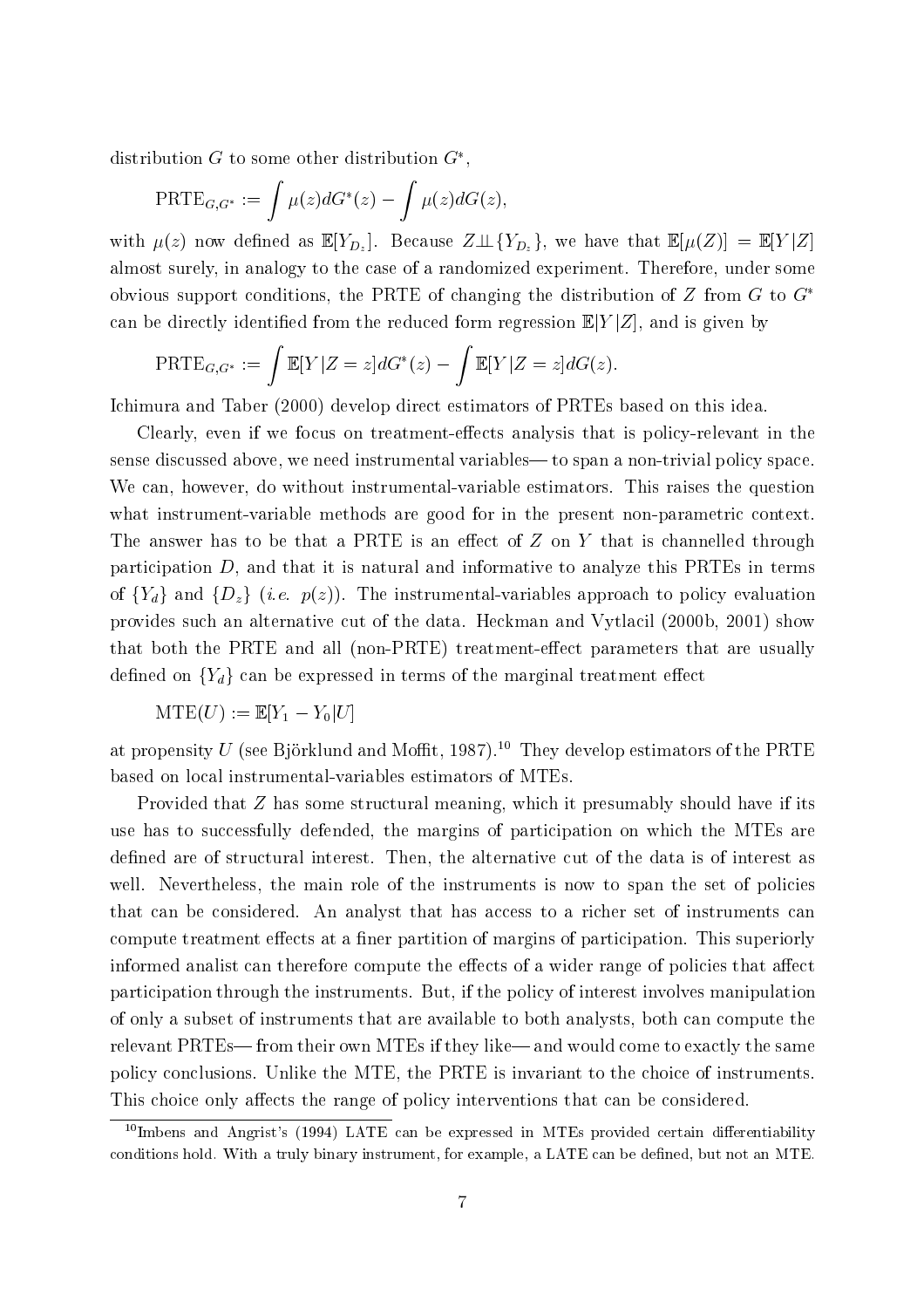distribution $G$ to some other distribution $G^*$,

$$\text{PRTE}_{G,G^*} := \int \mu(z)dG^*(z) - \int \mu(z)dG(z),$$

with $\mu(z)$ now defined as $\mathbb{E}[Y_{D_z}]$. Because $Z \perp\!\!\!\perp \{Y_{D_z}\}$, we have that $\mathbb{E}[\mu(Z)] = \mathbb{E}[Y|Z]$ almost surely, in analogy to the case of a randomized experiment. Therefore, under some obvious support conditions, the PRTE of changing the distribution of $Z$ from $G$ to $G^*$ can be directly identified from the reduced form regression $\mathbb{E}[Y|Z]$, and is given by

$$\text{PRTE}_{G,G^*} := \int \mathbb{E}[Y|Z=z]dG^*(z) - \int \mathbb{E}[Y|Z=z]dG(z).$$

Ichimura and Taber (2000) develop direct estimators of PRTEs based on this idea.

Clearly, even if we focus on treatment-effects analysis that is policy-relevant in the sense discussed above, we need instrumental variables— to span a non-trivial policy space. We can, however, do without instrumental-variable estimators. This raises the question what instrument-variable methods are good for in the present non-parametric context. The answer has to be that a PRTE is an effect of $Z$ on $Y$ that is channelled through participation $D$, and that it is natural and informative to analyze this PRTEs in terms of $\{Y_d\}$ and $\{D_z\}$ (*i.e.* $p(z)$). The instrumental-variables approach to policy evaluation provides such an alternative cut of the data. Heckman and Vytlacil (2000b, 2001) show that both the PRTE and all (non-PRTE) treatment-effect parameters that are usually defined on $\{Y_d\}$ can be expressed in terms of the marginal treatment effect

$$\text{MTE}(U) := \mathbb{E}[Y_1 - Y_0|U]$$

at propensity $U$ (see Björklund and Moffit, 1987).[10] They develop estimators of the PRTE based on local instrumental-variables estimators of MTEs.

Provided that $Z$ has some structural meaning, which it presumably should have if its use has to successfully defended, the margins of participation on which the MTEs are defined are of structural interest. Then, the alternative cut of the data is of interest as well. Nevertheless, the main role of the instruments is now to span the set of policies that can be considered. An analyst that has access to a richer set of instruments can compute treatment effects at a finer partition of margins of participation. This superiorly informed analist can therefore compute the effects of a wider range of policies that affect participation through the instruments. But, if the policy of interest involves manipulation of only a subset of instruments that are available to both analysts, both can compute the relevant PRTEs— from their own MTEs if they like— and would come to exactly the same policy conclusions. Unlike the MTE, the PRTE is invariant to the choice of instruments. This choice only affects the range of policy interventions that can be considered.

[10] Imbens and Angrist's (1994) LATE can be expressed in MTEs provided certain differentiability conditions hold. With a truly binary instrument, for example, a LATE can be defined, but not an MTE.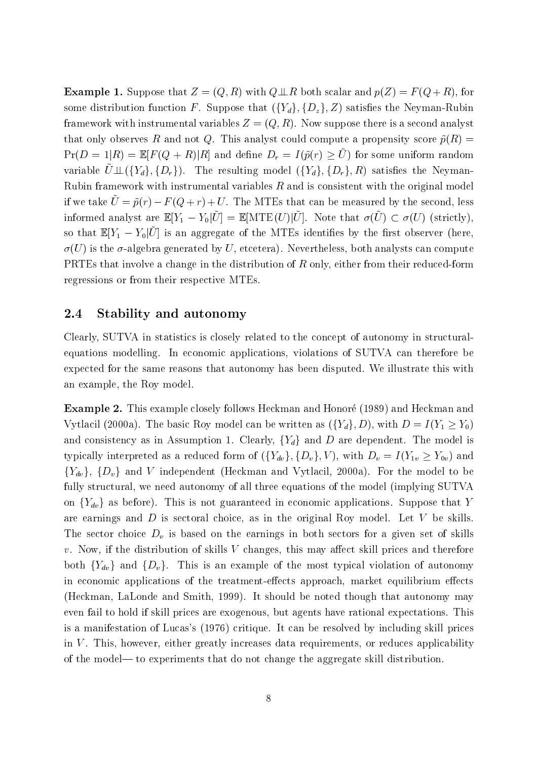**Example 1.** Suppose that $Z = (Q, R)$ with $Q \perp\!\!\!\perp R$ both scalar and $p(Z) = F(Q + R)$, for some distribution function $F$. Suppose that $(\{Y_d\}, \{D_z\}, Z)$ satisfies the Neyman-Rubin framework with instrumental variables $Z = (Q, R)$. Now suppose there is a second analyst that only observes $R$ and not $Q$. This analyst could compute a propensity score $\tilde{p}(R) = \Pr(D = 1|R) = \mathbb{E}[F(Q + R)|R]$ and define $D_r = I(\tilde{p}(r) \geq \tilde{U})$ for some uniform random variable $\tilde{U} \perp\!\!\!\perp (\{Y_d\}, \{D_r\})$. The resulting model $(\{Y_d\}, \{D_r\}, R)$ satisfies the Neyman-Rubin framework with instrumental variables $R$ and is consistent with the original model if we take $\tilde{U} = \tilde{p}(r) - F(Q + r) + U$. The MTEs that can be measured by the second, less informed analyst are $\mathbb{E}[Y_1 - Y_0|\tilde{U}] = \mathbb{E}[\text{MTE}(U)|\tilde{U}]$. Note that $\sigma(\tilde{U}) \subset \sigma(U)$ (strictly), so that $\mathbb{E}[Y_1 - Y_0|\tilde{U}]$ is an aggregate of the MTEs identifies by the first observer (here, $\sigma(U)$ is the $\sigma$-algebra generated by $U$, etcetera). Nevertheless, both analysts can compute PRTEs that involve a change in the distribution of $R$ only, either from their reduced-form regressions or from their respective MTEs.

## 2.4 Stability and autonomy

Clearly, SUTVA in statistics is closely related to the concept of autonomy in structural-equations modelling. In economic applications, violations of SUTVA can therefore be expected for the same reasons that autonomy has been disputed. We illustrate this with an example, the Roy model.

**Example 2.** This example closely follows Heckman and Honoré (1989) and Heckman and Vytlacil (2000a). The basic Roy model can be written as $(\{Y_d\}, D)$, with $D = I(Y_1 \geq Y_0)$ and consistency as in Assumption 1. Clearly, $\{Y_d\}$ and $D$ are dependent. The model is typically interpreted as a reduced form of $(\{Y_{dv}\}, \{D_v\}, V)$, with $D_v = I(Y_{1v} \geq Y_{0v})$ and $\{Y_{dv}\}$, $\{D_v\}$ and $V$ independent (Heckman and Vytlacil, 2000a). For the model to be fully structural, we need autonomy of all three equations of the model (implying SUTVA on $\{Y_{dv}\}$ as before). This is not guaranteed in economic applications. Suppose that $Y$ are earnings and $D$ is sectoral choice, as in the original Roy model. Let $V$ be skills. The sector choice $D_v$ is based on the earnings in both sectors for a given set of skills $v$. Now, if the distribution of skills $V$ changes, this may affect skill prices and therefore both $\{Y_{dv}\}$ and $\{D_v\}$. This is an example of the most typical violation of autonomy in economic applications of the treatment-effects approach, market equilibrium effects (Heckman, LaLonde and Smith, 1999). It should be noted though that autonomy may even fail to hold if skill prices are exogenous, but agents have rational expectations. This is a manifestation of Lucas's (1976) critique. It can be resolved by including skill prices in $V$. This, however, either greatly increases data requirements, or reduces applicability of the model— to experiments that do not change the aggregate skill distribution.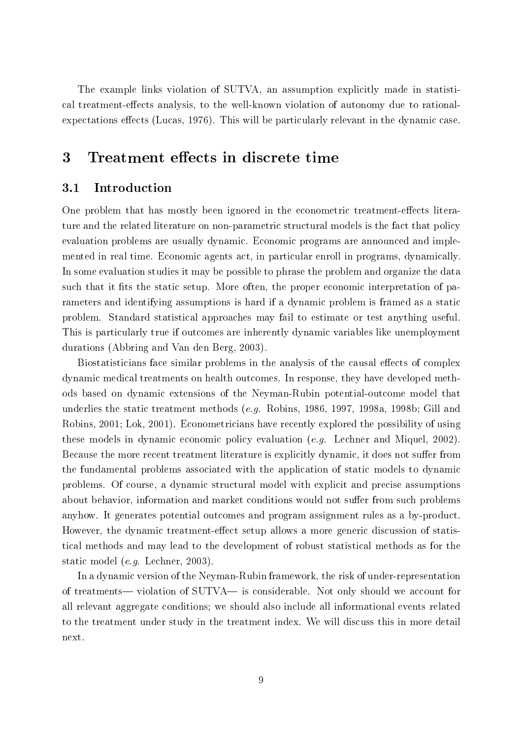The example links violation of SUTVA, an assumption explicitly made in statistical treatment-effects analysis, to the well-known violation of autonomy due to rational-expectations effects (Lucas, 1976). This will be particularly relevant in the dynamic case.

# 3 Treatment effects in discrete time

## 3.1 Introduction

One problem that has mostly been ignored in the econometric treatment-effects literature and the related literature on non-parametric structural models is the fact that policy evaluation problems are usually dynamic. Economic programs are announced and implemented in real time. Economic agents act, in particular enroll in programs, dynamically. In some evaluation studies it may be possible to phrase the problem and organize the data such that it fits the static setup. More often, the proper economic interpretation of parameters and identifying assumptions is hard if a dynamic problem is framed as a static problem. Standard statistical approaches may fail to estimate or test anything useful. This is particularly true if outcomes are inherently dynamic variables like unemployment durations (Abbring and Van den Berg, 2003).

Biostatisticians face similar problems in the analysis of the causal effects of complex dynamic medical treatments on health outcomes. In response, they have developed methods based on dynamic extensions of the Neyman-Rubin potential-outcome model that underlies the static treatment methods (*e.g.* Robins, 1986, 1997, 1998a, 1998b; Gill and Robins, 2001; Lok, 2001). Econometricians have recently explored the possibility of using these models in dynamic economic policy evaluation (*e.g.* Lechner and Miquel, 2002). Because the more recent treatment literature is explicitly dynamic, it does not suffer from the fundamental problems associated with the application of static models to dynamic problems. Of course, a dynamic structural model with explicit and precise assumptions about behavior, information and market conditions would not suffer from such problems anyhow. It generates potential outcomes and program assignment rules as a by-product. However, the dynamic treatment-effect setup allows a more generic discussion of statistical methods and may lead to the development of robust statistical methods as for the static model (*e.g.* Lechner, 2003).

In a dynamic version of the Neyman-Rubin framework, the risk of under-representation of treatments— violation of SUTVA— is considerable. Not only should we account for all relevant aggregate conditions; we should also include all informational events related to the treatment under study in the treatment index. We will discuss this in more detail next.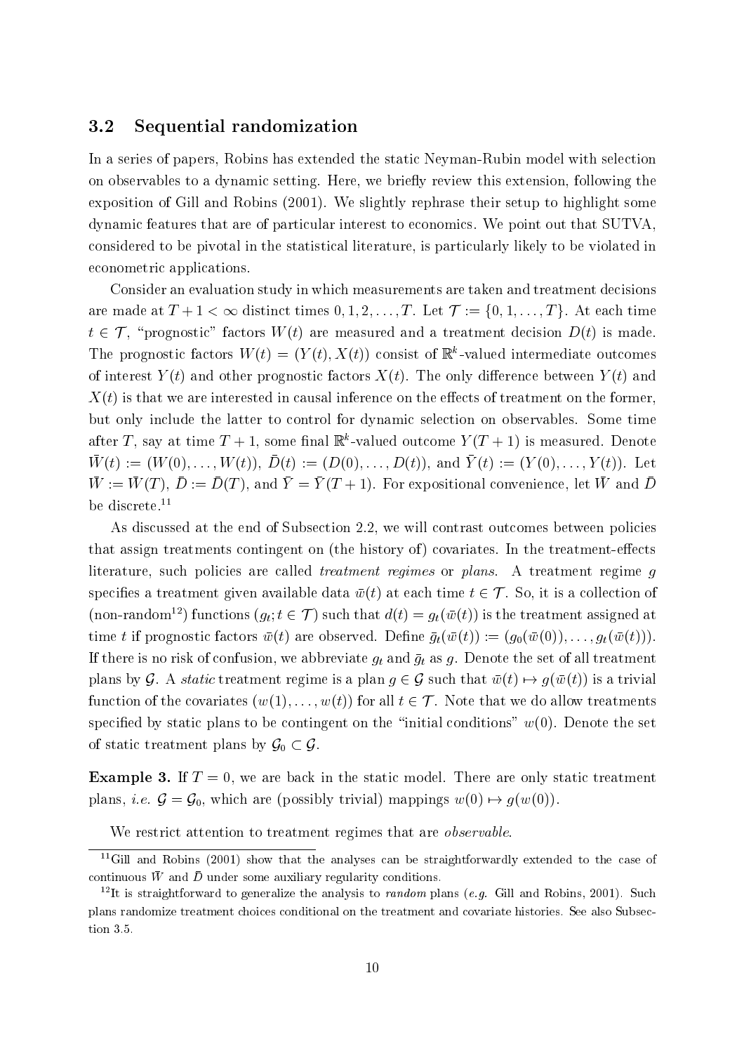### 3.2 Sequential randomization

In a series of papers, Robins has extended the static Neyman-Rubin model with selection on observables to a dynamic setting. Here, we briefly review this extension, following the exposition of Gill and Robins (2001). We slightly rephrase their setup to highlight some dynamic features that are of particular interest to economics. We point out that SUTVA, considered to be pivotal in the statistical literature, is particularly likely to be violated in econometric applications.

Consider an evaluation study in which measurements are taken and treatment decisions are made at $T+1 < \infty$ distinct times $0, 1, 2, \dots, T$. Let $\mathcal{T} := \{0, 1, \dots, T\}$. At each time $t \in \mathcal{T}$, "prognostic" factors $W(t)$ are measured and a treatment decision $D(t)$ is made. The prognostic factors $W(t) = (Y(t), X(t))$ consist of $\mathbb{R}^k$-valued intermediate outcomes of interest $Y(t)$ and other prognostic factors $X(t)$. The only difference between $Y(t)$ and $X(t)$ is that we are interested in causal inference on the effects of treatment on the former, but only include the latter to control for dynamic selection on observables. Some time after $T$, say at time $T+1$, some final $\mathbb{R}^k$-valued outcome $Y(T+1)$ is measured. Denote $\bar{W}(t) := (W(0), \dots, W(t))$, $\bar{D}(t) := (D(0), \dots, D(t))$, and $\bar{Y}(t) := (Y(0), \dots, Y(t))$. Let $\bar{W} := \bar{W}(T)$, $\bar{D} := \bar{D}(T)$, and $\bar{Y} = \bar{Y}(T+1)$. For expositional convenience, let $\bar{W}$ and $\bar{D}$ be discrete.[11]

As discussed at the end of Subsection 2.2, we will contrast outcomes between policies that assign treatments contingent on (the history of) covariates. In the treatment-effects literature, such policies are called *treatment regimes* or *plans*. A treatment regime $g$ specifies a treatment given available data $\bar{w}(t)$ at each time $t \in \mathcal{T}$. So, it is a collection of (non-random[12]) functions $(g_t; t \in \mathcal{T})$ such that $d(t) = g_t(\bar{w}(t))$ is the treatment assigned at time $t$ if prognostic factors $\bar{w}(t)$ are observed. Define $\bar{g}_t(\bar{w}(t)) := (g_0(\bar{w}(0)), \dots, g_t(\bar{w}(t)))$. If there is no risk of confusion, we abbreviate $g_t$ and $\bar{g}_t$ as $g$. Denote the set of all treatment plans by $\mathcal{G}$. A *static* treatment regime is a plan $g \in \mathcal{G}$ such that $\bar{w}(t) \mapsto g(\bar{w}(t))$ is a trivial function of the covariates $(w(1), \dots, w(t))$ for all $t \in \mathcal{T}$. Note that we do allow treatments specified by static plans to be contingent on the "initial conditions" $w(0)$. Denote the set of static treatment plans by $\mathcal{G}_0 \subset \mathcal{G}$.

**Example 3.** If $T = 0$, we are back in the static model. There are only static treatment plans, *i.e.* $\mathcal{G} = \mathcal{G}_0$, which are (possibly trivial) mappings $w(0) \mapsto g(w(0))$.

We restrict attention to treatment regimes that are *observable*.

[11] Gill and Robins (2001) show that the analyses can be straightforwardly extended to the case of continuous $\bar{W}$ and $\bar{D}$ under some auxiliary regularity conditions.

[12] It is straightforward to generalize the analysis to *random* plans (*e.g.* Gill and Robins, 2001). Such plans randomize treatment choices conditional on the treatment and covariate histories. See also Subsection 3.5.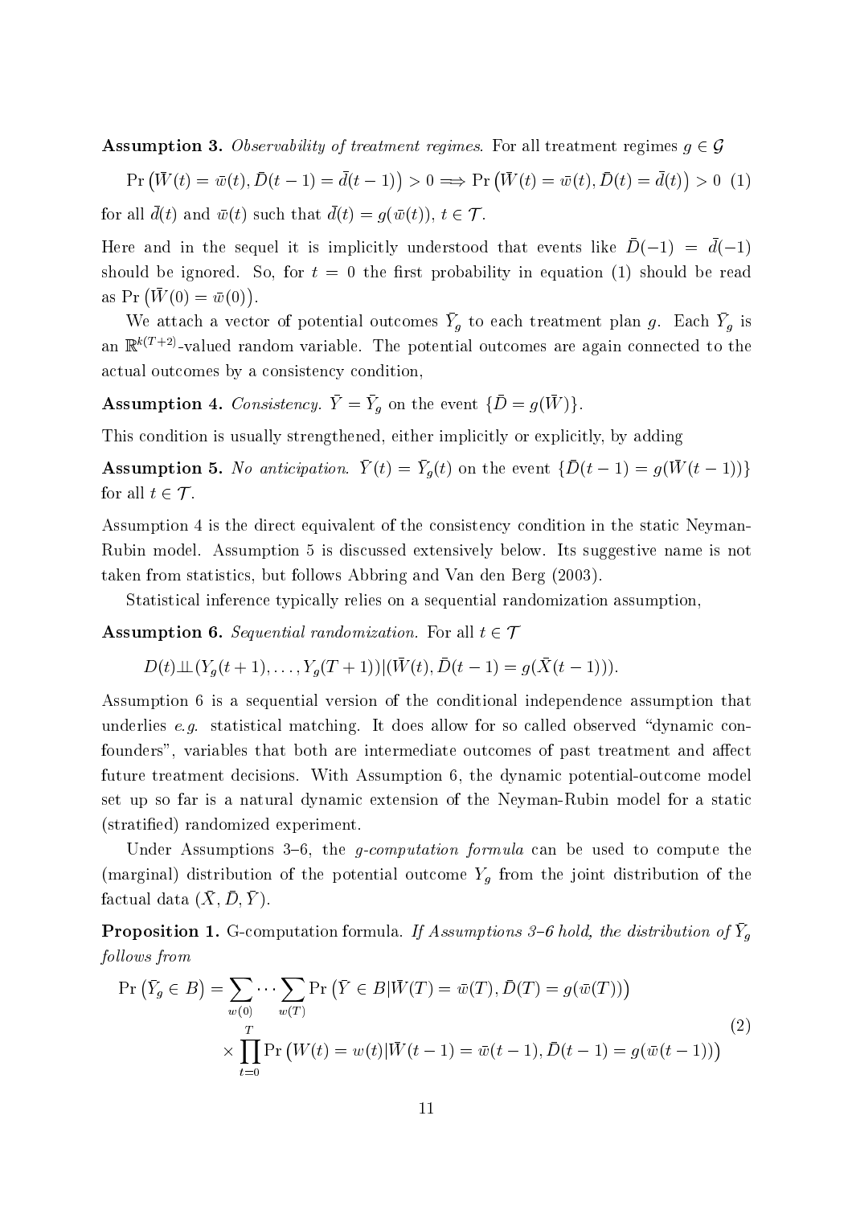**Assumption 3.** *Observability of treatment regimes.* For all treatment regimes $g \in \mathcal{G}$

$$\Pr\left(\bar{W}(t) = \bar{w}(t), \bar{D}(t-1) = \bar{d}(t-1)\right) > 0 \Longrightarrow \Pr\left(\bar{W}(t) = \bar{w}(t), \bar{D}(t) = \bar{d}(t)\right) > 0 \quad (1)$$

for all $\bar{d}(t)$ and $\bar{w}(t)$ such that $\bar{d}(t) = g(\bar{w}(t))$, $t \in \mathcal{T}$.

Here and in the sequel it is implicitly understood that events like $\bar{D}(-1) = \bar{d}(-1)$ should be ignored. So, for $t = 0$ the first probability in equation (1) should be read as $\Pr\left(\bar{W}(0) = \bar{w}(0)\right)$.

We attach a vector of potential outcomes $\bar{Y}_g$ to each treatment plan $g$. Each $\bar{Y}_g$ is an $\mathbb{R}^{k(T+2)}$-valued random variable. The potential outcomes are again connected to the actual outcomes by a consistency condition,

**Assumption 4.** *Consistency.* $\bar{Y} = \bar{Y}_g$ on the event $\{\bar{D} = g(\bar{W})\}$.

This condition is usually strengthened, either implicitly or explicitly, by adding

**Assumption 5.** *No anticipation.* $\bar{Y}(t) = \bar{Y}_g(t)$ on the event $\{\bar{D}(t-1) = g(\bar{W}(t-1))\}$ for all $t \in \mathcal{T}$.

Assumption 4 is the direct equivalent of the consistency condition in the static Neyman-Rubin model. Assumption 5 is discussed extensively below. Its suggestive name is not taken from statistics, but follows Abbring and Van den Berg (2003).

Statistical inference typically relies on a sequential randomization assumption,

**Assumption 6.** *Sequential randomization.* For all $t \in \mathcal{T}$

$$D(t) \perp\!\!\!\perp (Y_g(t+1), \ldots, Y_g(T+1)) | (\bar{W}(t), \bar{D}(t-1) = g(\bar{X}(t-1))).$$

Assumption 6 is a sequential version of the conditional independence assumption that underlies *e.g.* statistical matching. It does allow for so called observed "dynamic confounders", variables that both are intermediate outcomes of past treatment and affect future treatment decisions. With Assumption 6, the dynamic potential-outcome model set up so far is a natural dynamic extension of the Neyman-Rubin model for a static (stratified) randomized experiment.

Under Assumptions 3–6, the *g-computation formula* can be used to compute the (marginal) distribution of the potential outcome $Y_g$ from the joint distribution of the factual data $(\bar{X}, \bar{D}, \bar{Y})$.

**Proposition 1.** G-computation formula. *If Assumptions 3–6 hold, the distribution of $\bar{Y}_g$ follows from*

$$\begin{aligned}\Pr\left(\bar{Y}_g \in B\right) = \sum_{w(0)} \cdots \sum_{w(T)} &\Pr\left(\bar{Y} \in B | \bar{W}(T) = \bar{w}(T), \bar{D}(T) = g(\bar{w}(T))\right) \\ &\times \prod_{t=0}^{T} \Pr\left(W(t) = w(t) | \bar{W}(t-1) = \bar{w}(t-1), \bar{D}(t-1) = g(\bar{w}(t-1))\right)\end{aligned} \quad (2)$$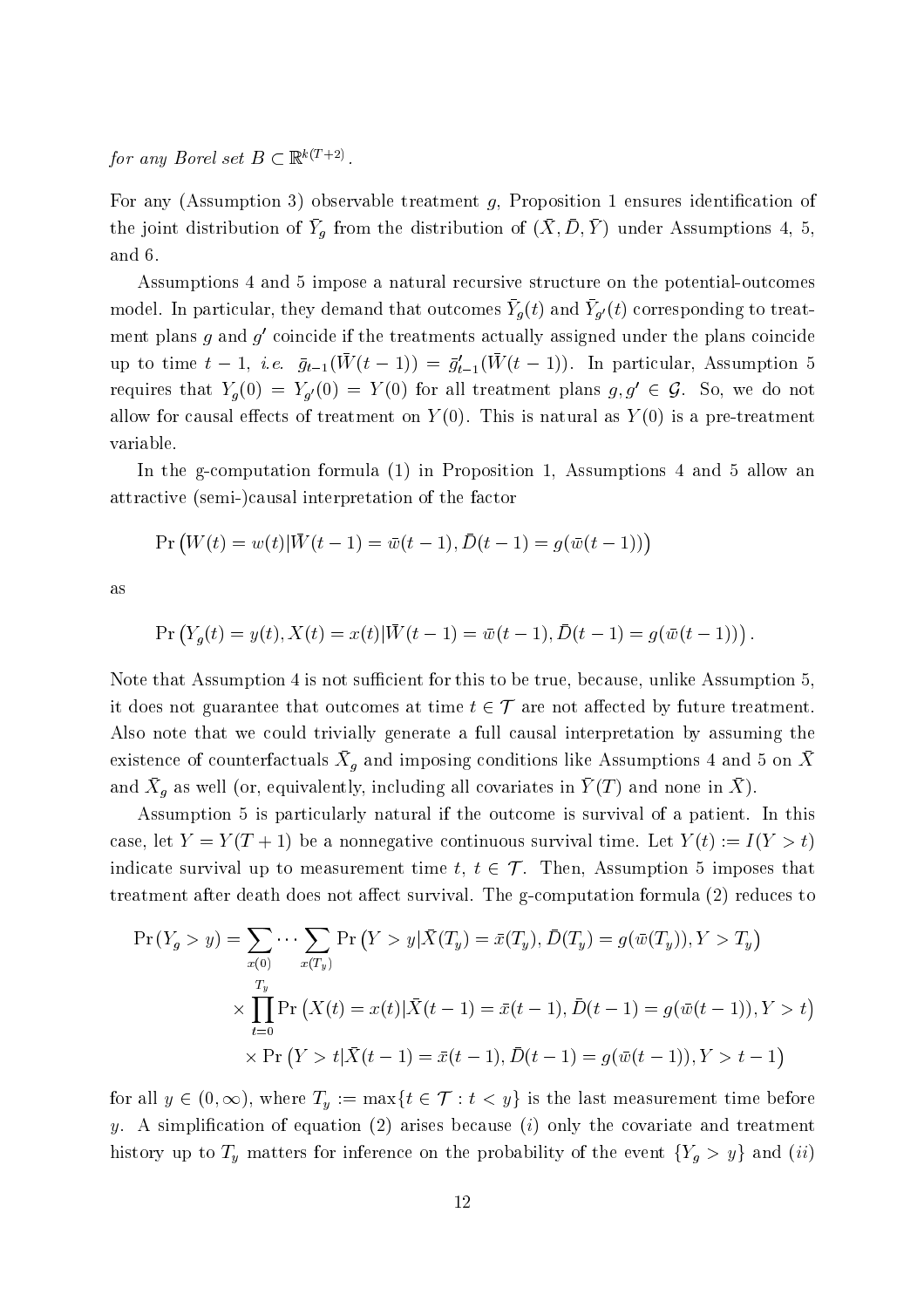*for any Borel set* $B \subset \mathbb{R}^{k(T+2)}$.

For any (Assumption 3) observable treatment $g$, Proposition 1 ensures identification of the joint distribution of $\bar{Y}_g$ from the distribution of $(\bar{X}, \bar{D}, \bar{Y})$ under Assumptions 4, 5, and 6.

Assumptions 4 and 5 impose a natural recursive structure on the potential-outcomes model. In particular, they demand that outcomes $\bar{Y}_g(t)$ and $\bar{Y}_{g'}(t)$ corresponding to treatment plans $g$ and $g'$ coincide if the treatments actually assigned under the plans coincide up to time $t-1$, *i.e.* $\bar{g}_{t-1}(\bar{W}(t-1)) = \bar{g}'_{t-1}(\bar{W}(t-1))$. In particular, Assumption 5 requires that $Y_g(0) = Y_{g'}(0) = Y(0)$ for all treatment plans $g, g' \in \mathcal{G}$. So, we do not allow for causal effects of treatment on $Y(0)$. This is natural as $Y(0)$ is a pre-treatment variable.

In the g-computation formula (1) in Proposition 1, Assumptions 4 and 5 allow an attractive (semi-)causal interpretation of the factor

$$\Pr\left(W(t) = w(t) | \bar{W}(t-1) = \bar{w}(t-1), \bar{D}(t-1) = g(\bar{w}(t-1))\right)$$

as

$$\Pr\left(Y_g(t) = y(t), X(t) = x(t) | \bar{W}(t-1) = \bar{w}(t-1), \bar{D}(t-1) = g(\bar{w}(t-1))\right).$$

Note that Assumption 4 is not sufficient for this to be true, because, unlike Assumption 5, it does not guarantee that outcomes at time $t \in \mathcal{T}$ are not affected by future treatment. Also note that we could trivially generate a full causal interpretation by assuming the existence of counterfactuals $\bar{X}_g$ and imposing conditions like Assumptions 4 and 5 on $\bar{X}$ and $\bar{X}_g$ as well (or, equivalently, including all covariates in $\bar{Y}(T)$ and none in $\bar{X}$).

Assumption 5 is particularly natural if the outcome is survival of a patient. In this case, let $Y = Y(T+1)$ be a nonnegative continuous survival time. Let $Y(t) := I(Y > t)$ indicate survival up to measurement time $t$, $t \in \mathcal{T}$. Then, Assumption 5 imposes that treatment after death does not affect survival. The g-computation formula (2) reduces to

$$\begin{aligned}
\Pr(Y_g > y) = \sum_{x(0)} \cdots \sum_{x(T_y)} & \Pr\left(Y > y | \bar{X}(T_y) = \bar{x}(T_y), \bar{D}(T_y) = g(\bar{w}(T_y)), Y > T_y\right) \\
\times & \prod_{t=0}^{T_y} \Pr\left(X(t) = x(t) | \bar{X}(t-1) = \bar{x}(t-1), \bar{D}(t-1) = g(\bar{w}(t-1)), Y > t\right) \\
\times & \Pr\left(Y > t | \bar{X}(t-1) = \bar{x}(t-1), \bar{D}(t-1) = g(\bar{w}(t-1)), Y > t-1\right)
\end{aligned}$$

for all $y \in (0, \infty)$, where $T_y := \max\{t \in \mathcal{T} : t < y\}$ is the last measurement time before $y$. A simplification of equation (2) arises because $(i)$ only the covariate and treatment history up to $T_y$ matters for inference on the probability of the event $\{Y_g > y\}$ and $(ii)$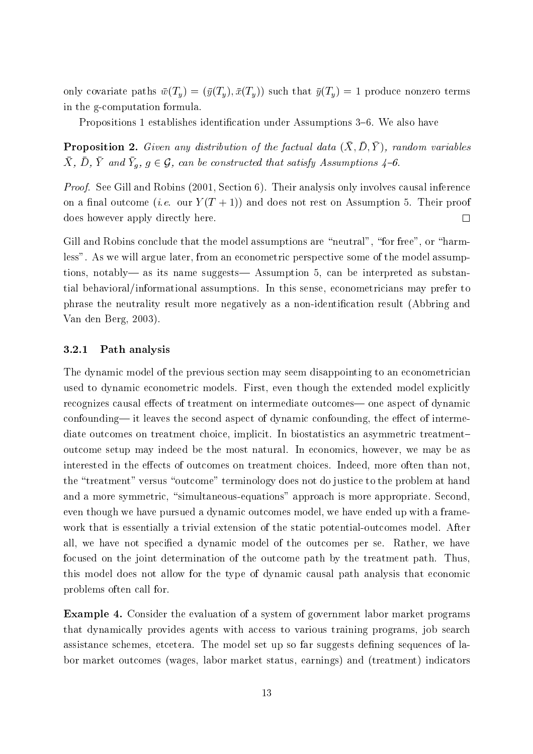only covariate paths $\bar{w}(T_y) = (\bar{y}(T_y), \bar{x}(T_y))$ such that $\bar{y}(T_y) = 1$ produce nonzero terms in the g-computation formula.

Propositions 1 establishes identification under Assumptions 3–6. We also have

**Proposition 2.** *Given any distribution of the factual data $(\bar{X}, \bar{D}, \bar{Y})$, random variables $\bar{X}$, $\bar{D}$, $\bar{Y}$ and $\bar{Y}_g$, $g \in \mathcal{G}$, can be constructed that satisfy Assumptions 4–6.*

*Proof.* See Gill and Robins (2001, Section 6). Their analysis only involves causal inference on a final outcome (*i.e.* our $Y(T+1)$) and does not rest on Assumption 5. Their proof does however apply directly here. □

Gill and Robins conclude that the model assumptions are "neutral", "for free", or "harmless". As we will argue later, from an econometric perspective some of the model assumptions, notably— as its name suggests— Assumption 5, can be interpreted as substantial behavioral/informational assumptions. In this sense, econometricians may prefer to phrase the neutrality result more negatively as a non-identification result (Abbring and Van den Berg, 2003).

### 3.2.1 Path analysis

The dynamic model of the previous section may seem disappointing to an econometrician used to dynamic econometric models. First, even though the extended model explicitly recognizes causal effects of treatment on intermediate outcomes— one aspect of dynamic confounding— it leaves the second aspect of dynamic confounding, the effect of intermediate outcomes on treatment choice, implicit. In biostatistics an asymmetric treatment–outcome setup may indeed be the most natural. In economics, however, we may be as interested in the effects of outcomes on treatment choices. Indeed, more often than not, the "treatment" versus "outcome" terminology does not do justice to the problem at hand and a more symmetric, "simultaneous-equations" approach is more appropriate. Second, even though we have pursued a dynamic outcomes model, we have ended up with a framework that is essentially a trivial extension of the static potential-outcomes model. After all, we have not specified a dynamic model of the outcomes per se. Rather, we have focused on the joint determination of the outcome path by the treatment path. Thus, this model does not allow for the type of dynamic causal path analysis that economic problems often call for.

**Example 4.** Consider the evaluation of a system of government labor market programs that dynamically provides agents with access to various training programs, job search assistance schemes, etcetera. The model set up so far suggests defining sequences of labor market outcomes (wages, labor market status, earnings) and (treatment) indicators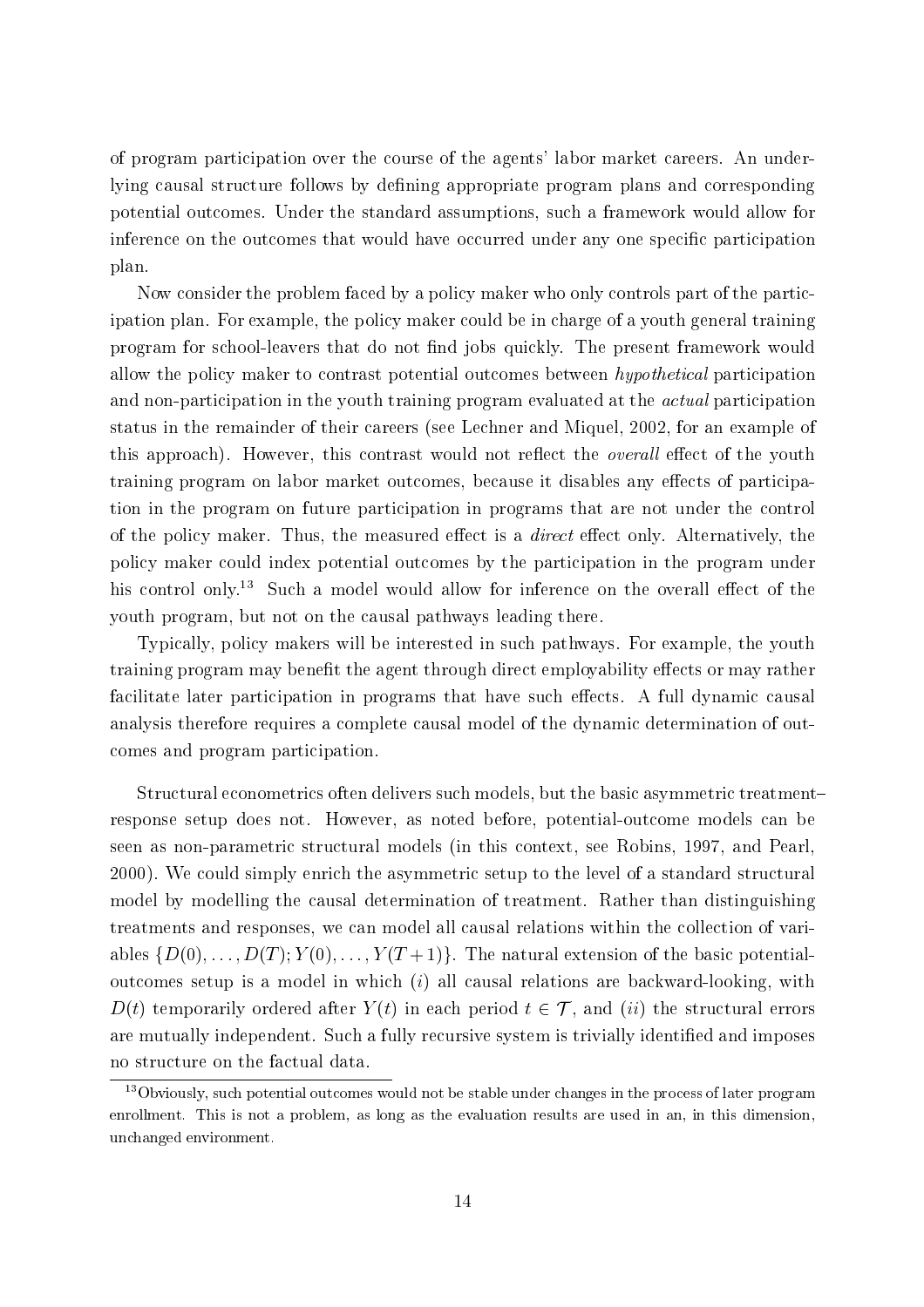of program participation over the course of the agents' labor market careers. An underlying causal structure follows by defining appropriate program plans and corresponding potential outcomes. Under the standard assumptions, such a framework would allow for inference on the outcomes that would have occurred under any one specific participation plan.

Now consider the problem faced by a policy maker who only controls part of the participation plan. For example, the policy maker could be in charge of a youth general training program for school-leavers that do not find jobs quickly. The present framework would allow the policy maker to contrast potential outcomes between *hypothetical* participation and non-participation in the youth training program evaluated at the *actual* participation status in the remainder of their careers (see Lechner and Miquel, 2002, for an example of this approach). However, this contrast would not reflect the *overall* effect of the youth training program on labor market outcomes, because it disables any effects of participation in the program on future participation in programs that are not under the control of the policy maker. Thus, the measured effect is a *direct* effect only. Alternatively, the policy maker could index potential outcomes by the participation in the program under his control only.[13] Such a model would allow for inference on the overall effect of the youth program, but not on the causal pathways leading there.

Typically, policy makers will be interested in such pathways. For example, the youth training program may benefit the agent through direct employability effects or may rather facilitate later participation in programs that have such effects. A full dynamic causal analysis therefore requires a complete causal model of the dynamic determination of outcomes and program participation.

Structural econometrics often delivers such models, but the basic asymmetric treatment–response setup does not. However, as noted before, potential-outcome models can be seen as non-parametric structural models (in this context, see Robins, 1997, and Pearl, 2000). We could simply enrich the asymmetric setup to the level of a standard structural model by modelling the causal determination of treatment. Rather than distinguishing treatments and responses, we can model all causal relations within the collection of variables $\{D(0), \ldots, D(T); Y(0), \ldots, Y(T+1)\}$. The natural extension of the basic potential-outcomes setup is a model in which $(i)$ all causal relations are backward-looking, with $D(t)$ temporarily ordered after $Y(t)$ in each period $t \in \mathcal{T}$, and $(ii)$ the structural errors are mutually independent. Such a fully recursive system is trivially identified and imposes no structure on the factual data.

[13] Obviously, such potential outcomes would not be stable under changes in the process of later program enrollment. This is not a problem, as long as the evaluation results are used in an, in this dimension, unchanged environment.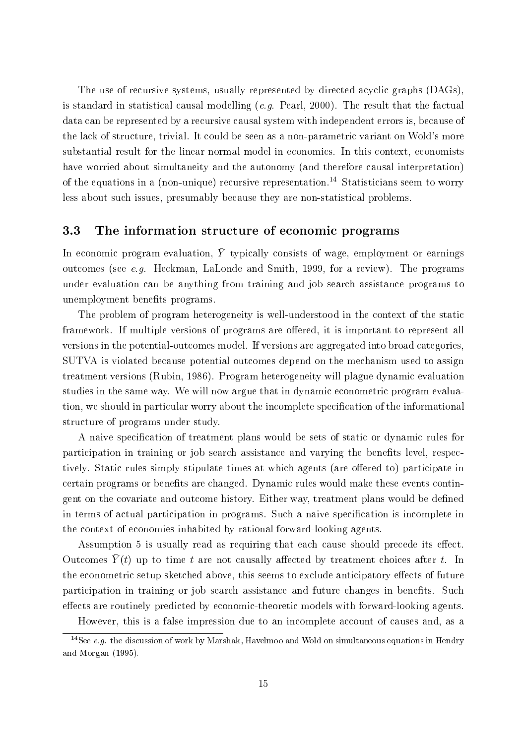The use of recursive systems, usually represented by directed acyclic graphs (DAGs), is standard in statistical causal modelling (*e.g.* Pearl, 2000). The result that the factual data can be represented by a recursive causal system with independent errors is, because of the lack of structure, trivial. It could be seen as a non-parametric variant on Wold's more substantial result for the linear normal model in economics. In this context, economists have worried about simultaneity and the autonomy (and therefore causal interpretation) of the equations in a (non-unique) recursive representation.[14] Statisticians seem to worry less about such issues, presumably because they are non-statistical problems.

### 3.3 The information structure of economic programs

In economic program evaluation, $\bar{Y}$ typically consists of wage, employment or earnings outcomes (see *e.g.* Heckman, LaLonde and Smith, 1999, for a review). The programs under evaluation can be anything from training and job search assistance programs to unemployment benefits programs.

The problem of program heterogeneity is well-understood in the context of the static framework. If multiple versions of programs are offered, it is important to represent all versions in the potential-outcomes model. If versions are aggregated into broad categories, SUTVA is violated because potential outcomes depend on the mechanism used to assign treatment versions (Rubin, 1986). Program heterogeneity will plague dynamic evaluation studies in the same way. We will now argue that in dynamic econometric program evaluation, we should in particular worry about the incomplete specification of the informational structure of programs under study.

A naive specification of treatment plans would be sets of static or dynamic rules for participation in training or job search assistance and varying the benefits level, respectively. Static rules simply stipulate times at which agents (are offered to) participate in certain programs or benefits are changed. Dynamic rules would make these events contingent on the covariate and outcome history. Either way, treatment plans would be defined in terms of actual participation in programs. Such a naive specification is incomplete in the context of economies inhabited by rational forward-looking agents.

Assumption 5 is usually read as requiring that each cause should precede its effect. Outcomes $\bar{Y}(t)$ up to time $t$ are not causally affected by treatment choices after $t$. In the econometric setup sketched above, this seems to exclude anticipatory effects of future participation in training or job search assistance and future changes in benefits. Such effects are routinely predicted by economic-theoretic models with forward-looking agents.

However, this is a false impression due to an incomplete account of causes and, as a

[14] See *e.g.* the discussion of work by Marshak, Havelmoo and Wold on simultaneous equations in Hendry and Morgan (1995).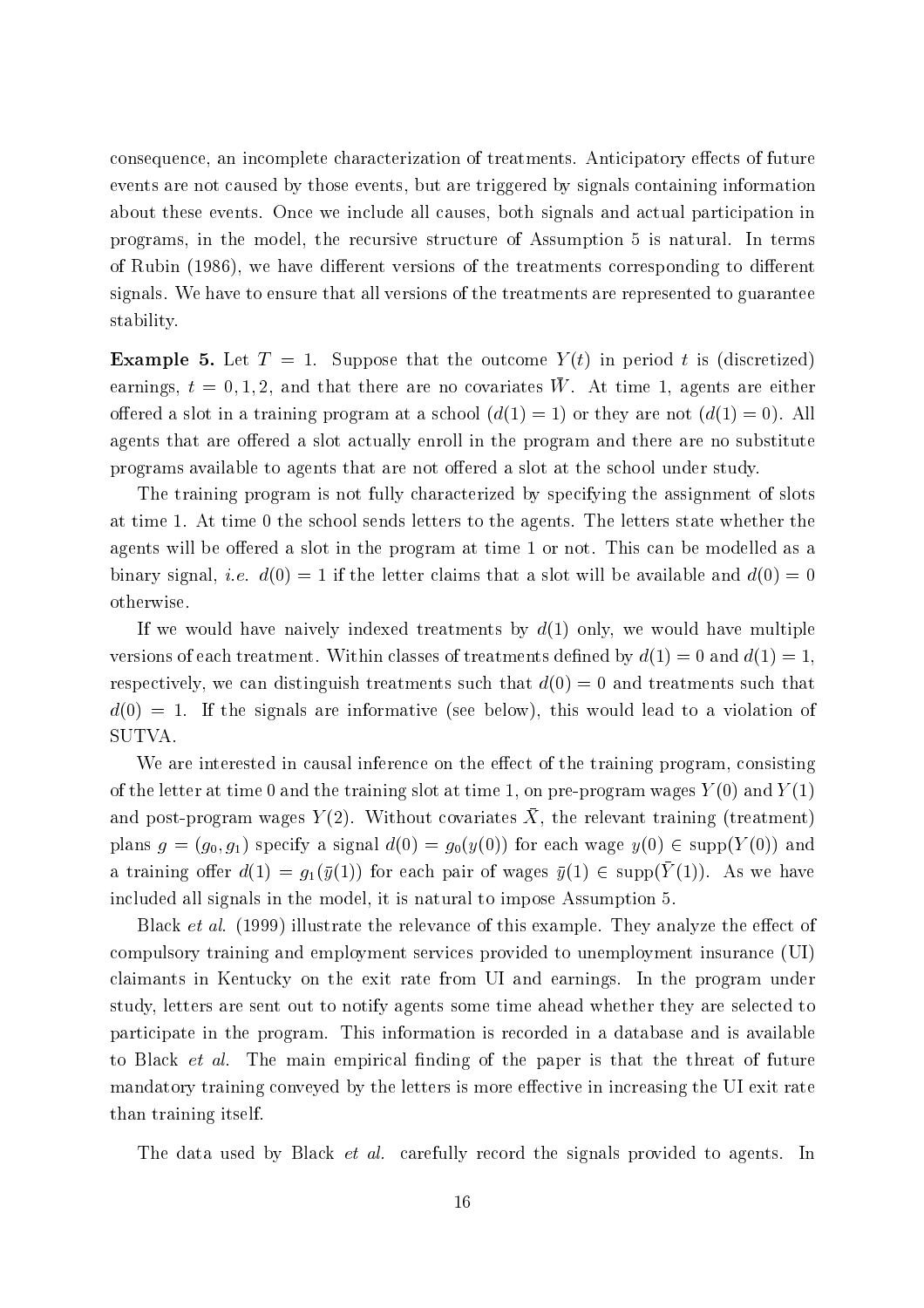consequence, an incomplete characterization of treatments. Anticipatory effects of future events are not caused by those events, but are triggered by signals containing information about these events. Once we include all causes, both signals and actual participation in programs, in the model, the recursive structure of Assumption 5 is natural. In terms of Rubin (1986), we have different versions of the treatments corresponding to different signals. We have to ensure that all versions of the treatments are represented to guarantee stability.

**Example 5.** Let $T = 1$. Suppose that the outcome $Y(t)$ in period $t$ is (discretized) earnings, $t = 0, 1, 2$, and that there are no covariates $\bar{W}$. At time 1, agents are either offered a slot in a training program at a school ($d(1) = 1$) or they are not ($d(1) = 0$). All agents that are offered a slot actually enroll in the program and there are no substitute programs available to agents that are not offered a slot at the school under study.

The training program is not fully characterized by specifying the assignment of slots at time 1. At time 0 the school sends letters to the agents. The letters state whether the agents will be offered a slot in the program at time 1 or not. This can be modelled as a binary signal, *i.e.* $d(0) = 1$ if the letter claims that a slot will be available and $d(0) = 0$ otherwise.

If we would have naively indexed treatments by $d(1)$ only, we would have multiple versions of each treatment. Within classes of treatments defined by $d(1) = 0$ and $d(1) = 1$, respectively, we can distinguish treatments such that $d(0) = 0$ and treatments such that $d(0) = 1$. If the signals are informative (see below), this would lead to a violation of SUTVA.

We are interested in causal inference on the effect of the training program, consisting of the letter at time 0 and the training slot at time 1, on pre-program wages $Y(0)$ and $Y(1)$ and post-program wages $Y(2)$. Without covariates $\bar{X}$, the relevant training (treatment) plans $g = (g_0, g_1)$ specify a signal $d(0) = g_0(y(0))$ for each wage $y(0) \in \text{supp}(Y(0))$ and a training offer $d(1) = g_1(\bar{y}(1))$ for each pair of wages $\bar{y}(1) \in \text{supp}(\bar{Y}(1))$. As we have included all signals in the model, it is natural to impose Assumption 5.

Black *et al.* (1999) illustrate the relevance of this example. They analyze the effect of compulsory training and employment services provided to unemployment insurance (UI) claimants in Kentucky on the exit rate from UI and earnings. In the program under study, letters are sent out to notify agents some time ahead whether they are selected to participate in the program. This information is recorded in a database and is available to Black *et al.* The main empirical finding of the paper is that the threat of future mandatory training conveyed by the letters is more effective in increasing the UI exit rate than training itself.

The data used by Black *et al.* carefully record the signals provided to agents. In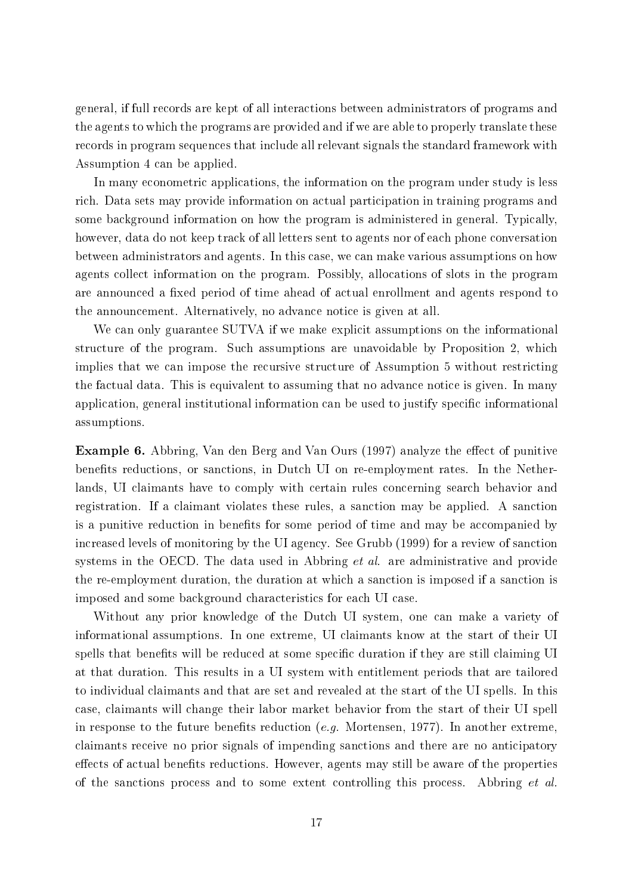general, if full records are kept of all interactions between administrators of programs and the agents to which the programs are provided and if we are able to properly translate these records in program sequences that include all relevant signals the standard framework with Assumption 4 can be applied.

In many econometric applications, the information on the program under study is less rich. Data sets may provide information on actual participation in training programs and some background information on how the program is administered in general. Typically, however, data do not keep track of all letters sent to agents nor of each phone conversation between administrators and agents. In this case, we can make various assumptions on how agents collect information on the program. Possibly, allocations of slots in the program are announced a fixed period of time ahead of actual enrollment and agents respond to the announcement. Alternatively, no advance notice is given at all.

We can only guarantee SUTVA if we make explicit assumptions on the informational structure of the program. Such assumptions are unavoidable by Proposition 2, which implies that we can impose the recursive structure of Assumption 5 without restricting the factual data. This is equivalent to assuming that no advance notice is given. In many application, general institutional information can be used to justify specific informational assumptions.

**Example 6.** Abbring, Van den Berg and Van Ours (1997) analyze the effect of punitive benefits reductions, or sanctions, in Dutch UI on re-employment rates. In the Netherlands, UI claimants have to comply with certain rules concerning search behavior and registration. If a claimant violates these rules, a sanction may be applied. A sanction is a punitive reduction in benefits for some period of time and may be accompanied by increased levels of monitoring by the UI agency. See Grubb (1999) for a review of sanction systems in the OECD. The data used in Abbring *et al.* are administrative and provide the re-employment duration, the duration at which a sanction is imposed if a sanction is imposed and some background characteristics for each UI case.

Without any prior knowledge of the Dutch UI system, one can make a variety of informational assumptions. In one extreme, UI claimants know at the start of their UI spells that benefits will be reduced at some specific duration if they are still claiming UI at that duration. This results in a UI system with entitlement periods that are tailored to individual claimants and that are set and revealed at the start of the UI spells. In this case, claimants will change their labor market behavior from the start of their UI spell in response to the future benefits reduction (*e.g.* Mortensen, 1977). In another extreme, claimants receive no prior signals of impending sanctions and there are no anticipatory effects of actual benefits reductions. However, agents may still be aware of the properties of the sanctions process and to some extent controlling this process. Abbring *et al.*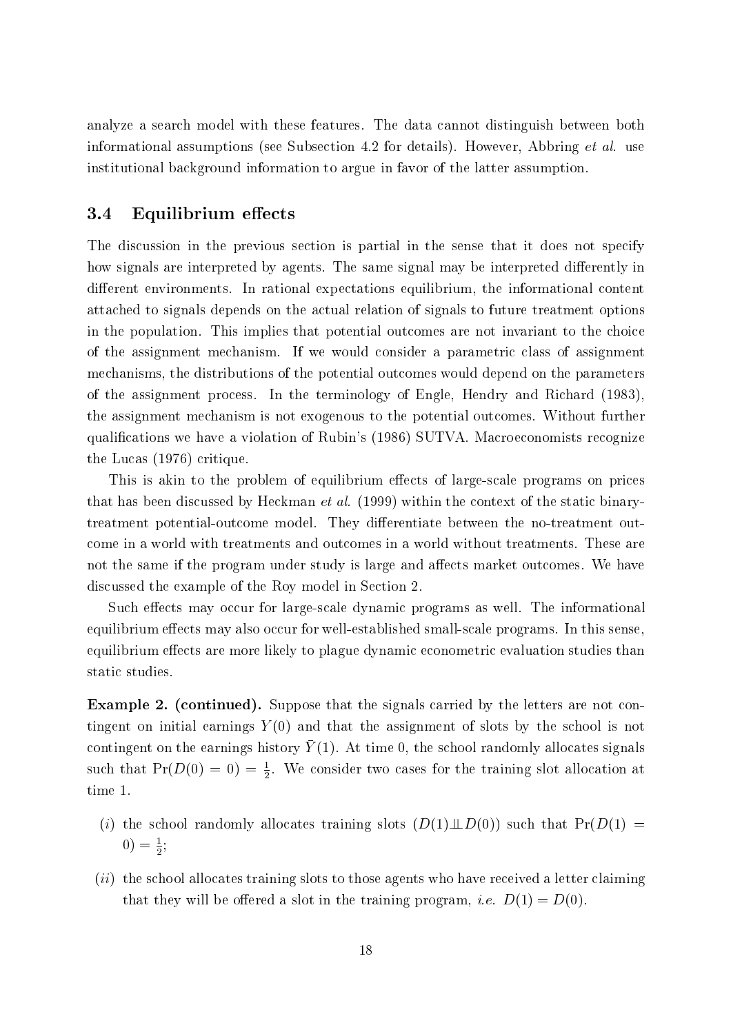analyze a search model with these features. The data cannot distinguish between both informational assumptions (see Subsection 4.2 for details). However, Abbring *et al.* use institutional background information to argue in favor of the latter assumption.

## 3.4 Equilibrium effects

The discussion in the previous section is partial in the sense that it does not specify how signals are interpreted by agents. The same signal may be interpreted differently in different environments. In rational expectations equilibrium, the informational content attached to signals depends on the actual relation of signals to future treatment options in the population. This implies that potential outcomes are not invariant to the choice of the assignment mechanism. If we would consider a parametric class of assignment mechanisms, the distributions of the potential outcomes would depend on the parameters of the assignment process. In the terminology of Engle, Hendry and Richard (1983), the assignment mechanism is not exogenous to the potential outcomes. Without further qualifications we have a violation of Rubin's (1986) SUTVA. Macroeconomists recognize the Lucas (1976) critique.

This is akin to the problem of equilibrium effects of large-scale programs on prices that has been discussed by Heckman *et al.* (1999) within the context of the static binary-treatment potential-outcome model. They differentiate between the no-treatment outcome in a world with treatments and outcomes in a world without treatments. These are not the same if the program under study is large and affects market outcomes. We have discussed the example of the Roy model in Section 2.

Such effects may occur for large-scale dynamic programs as well. The informational equilibrium effects may also occur for well-established small-scale programs. In this sense, equilibrium effects are more likely to plague dynamic econometric evaluation studies than static studies.

**Example 2. (continued).** Suppose that the signals carried by the letters are not contingent on initial earnings $Y(0)$ and that the assignment of slots by the school is not contingent on the earnings history $\bar{Y}(1)$. At time 0, the school randomly allocates signals such that $\Pr(D(0) = 0) = \frac{1}{2}$. We consider two cases for the training slot allocation at time 1.

- $(i)$ the school randomly allocates training slots ($D(1) \perp\!\!\!\perp D(0)$) such that $\Pr(D(1) = 0) = \frac{1}{2}$;
- $(ii)$ the school allocates training slots to those agents who have received a letter claiming that they will be offered a slot in the training program, *i.e.* $D(1) = D(0)$.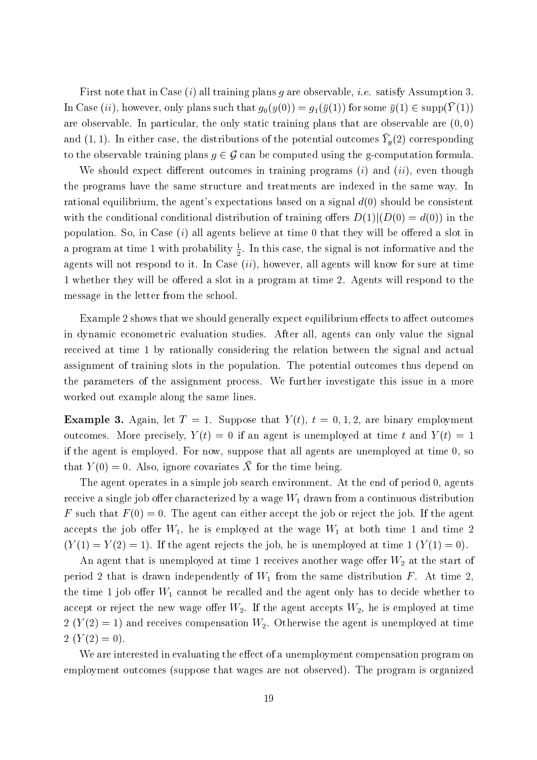First note that in Case ($i$) all training plans $g$ are observable, *i.e.* satisfy Assumption 3. In Case ($ii$), however, only plans such that $g_0(y(0)) = g_1(\bar{y}(1))$ for some $\bar{y}(1) \in \text{supp}(\bar{Y}(1))$ are observable. In particular, the only static training plans that are observable are $(0, 0)$ and $(1, 1)$. In either case, the distributions of the potential outcomes $\bar{Y}_g(2)$ corresponding to the observable training plans $g \in \mathcal{G}$ can be computed using the g-computation formula.

We should expect different outcomes in training programs ($i$) and ($ii$), even though the programs have the same structure and treatments are indexed in the same way. In rational equilibrium, the agent's expectations based on a signal $d(0)$ should be consistent with the conditional conditional distribution of training offers $D(1)|(D(0) = d(0))$ in the population. So, in Case ($i$) all agents believe at time 0 that they will be offered a slot in a program at time 1 with probability $\frac{1}{2}$. In this case, the signal is not informative and the agents will not respond to it. In Case ($ii$), however, all agents will know for sure at time 1 whether they will be offered a slot in a program at time 2. Agents will respond to the message in the letter from the school.

Example 2 shows that we should generally expect equilibrium effects to affect outcomes in dynamic econometric evaluation studies. After all, agents can only value the signal received at time 1 by rationally considering the relation between the signal and actual assignment of training slots in the population. The potential outcomes thus depend on the parameters of the assignment process. We further investigate this issue in a more worked out example along the same lines.

**Example 3.** Again, let $T = 1$. Suppose that $Y(t)$, $t = 0, 1, 2$, are binary employment outcomes. More precisely, $Y(t) = 0$ if an agent is unemployed at time $t$ and $Y(t) = 1$ if the agent is employed. For now, suppose that all agents are unemployed at time 0, so that $Y(0) = 0$. Also, ignore covariates $\bar{X}$ for the time being.

The agent operates in a simple job search environment. At the end of period 0, agents receive a single job offer characterized by a wage $W_1$ drawn from a continuous distribution $F$ such that $F(0) = 0$. The agent can either accept the job or reject the job. If the agent accepts the job offer $W_1$, he is employed at the wage $W_1$ at both time 1 and time 2 ($Y(1) = Y(2) = 1$). If the agent rejects the job, he is unemployed at time 1 ($Y(1) = 0$).

An agent that is unemployed at time 1 receives another wage offer $W_2$ at the start of period 2 that is drawn independently of $W_1$ from the same distribution $F$. At time 2, the time 1 job offer $W_1$ cannot be recalled and the agent only has to decide whether to accept or reject the new wage offer $W_2$. If the agent accepts $W_2$, he is employed at time 2 ($Y(2) = 1$) and receives compensation $W_2$. Otherwise the agent is unemployed at time 2 ($Y(2) = 0$).

We are interested in evaluating the effect of a unemployment compensation program on employment outcomes (suppose that wages are not observed). The program is organized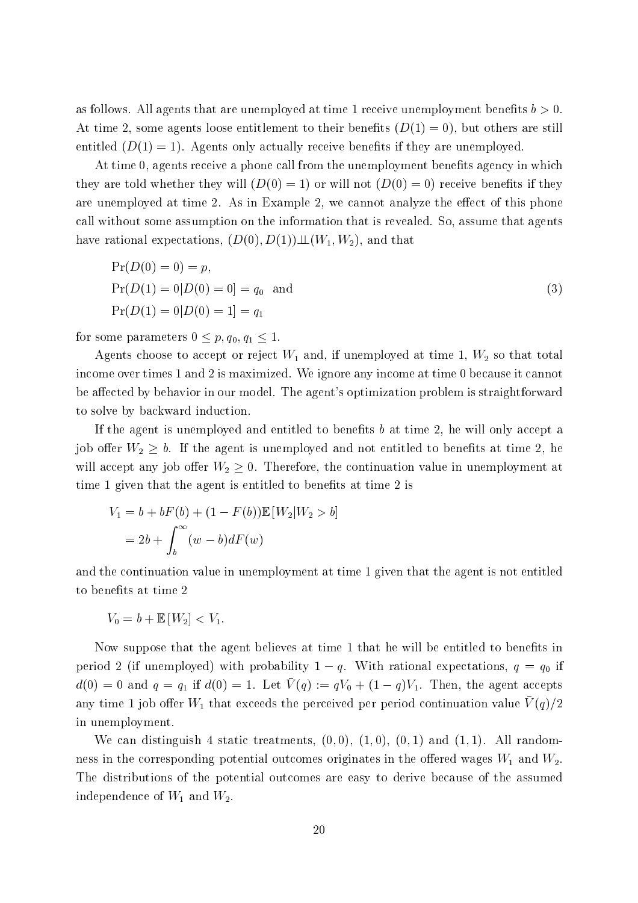as follows. All agents that are unemployed at time 1 receive unemployment benefits $b > 0$. At time 2, some agents loose entitlement to their benefits ($D(1) = 0$), but others are still entitled ($D(1) = 1$). Agents only actually receive benefits if they are unemployed.

At time 0, agents receive a phone call from the unemployment benefits agency in which they are told whether they will ($D(0) = 1$) or will not ($D(0) = 0$) receive benefits if they are unemployed at time 2. As in Example 2, we cannot analyze the effect of this phone call without some assumption on the information that is revealed. So, assume that agents have rational expectations, $(D(0), D(1)) \perp\!\!\!\perp (W_1, W_2)$, and that

$$
\begin{aligned}
&\Pr(D(0) = 0) = p, \\
&\Pr(D(1) = 0 | D(0) = 0] = q_0 \quad \text{and} \\
&\Pr(D(1) = 0 | D(0) = 1] = q_1
\end{aligned}
\tag{3}
$$

for some parameters $0 \leq p, q_0, q_1 \leq 1$.

Agents choose to accept or reject $W_1$ and, if unemployed at time 1, $W_2$ so that total income over times 1 and 2 is maximized. We ignore any income at time 0 because it cannot be affected by behavior in our model. The agent's optimization problem is straightforward to solve by backward induction.

If the agent is unemployed and entitled to benefits $b$ at time 2, he will only accept a job offer $W_2 \geq b$. If the agent is unemployed and not entitled to benefits at time 2, he will accept any job offer $W_2 \geq 0$. Therefore, the continuation value in unemployment at time 1 given that the agent is entitled to benefits at time 2 is

$$
\begin{aligned}
V_1 &= b + bF(b) + (1 - F(b))\mathbb{E}[W_2 | W_2 > b] \\
&= 2b + \int_b^\infty (w - b) dF(w)
\end{aligned}
$$

and the continuation value in unemployment at time 1 given that the agent is not entitled to benefits at time 2

$$
V_0 = b + \mathbb{E}[W_2] < V_1.
$$

Now suppose that the agent believes at time 1 that he will be entitled to benefits in period 2 (if unemployed) with probability $1 - q$. With rational expectations, $q = q_0$ if $d(0) = 0$ and $q = q_1$ if $d(0) = 1$. Let $\bar{V}(q) := qV_0 + (1 - q)V_1$. Then, the agent accepts any time 1 job offer $W_1$ that exceeds the perceived per period continuation value $\bar{V}(q)/2$ in unemployment.

We can distinguish 4 static treatments, $(0, 0)$, $(1, 0)$, $(0, 1)$ and $(1, 1)$. All randomness in the corresponding potential outcomes originates in the offered wages $W_1$ and $W_2$. The distributions of the potential outcomes are easy to derive because of the assumed independence of $W_1$ and $W_2$.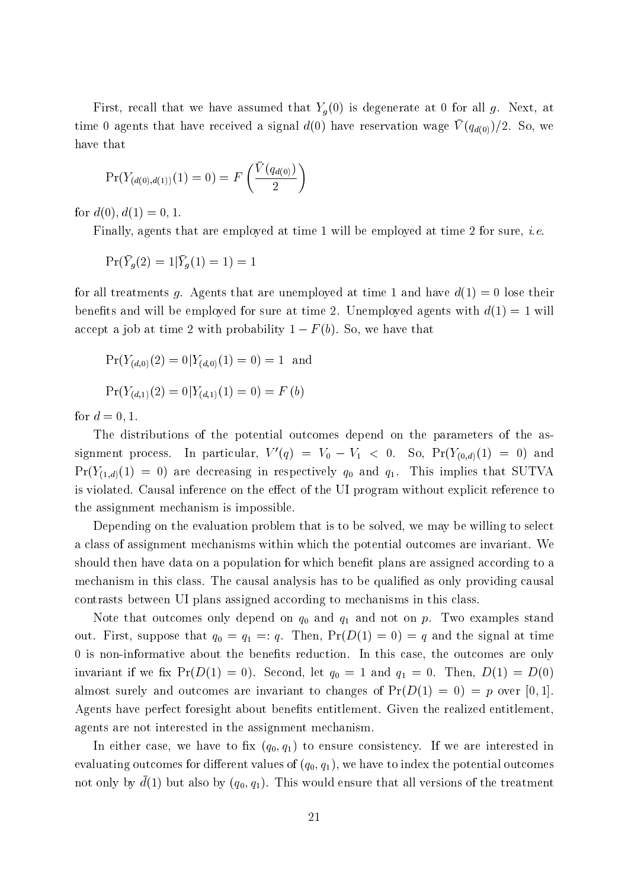First, recall that we have assumed that $Y_g(0)$ is degenerate at 0 for all $g$. Next, at time 0 agents that have received a signal $d(0)$ have reservation wage $\bar{V}(q_{d(0)})/2$. So, we have that

$$\Pr(Y_{(d(0),d(1))}(1) = 0) = F\left(\frac{\bar{V}(q_{d(0)})}{2}\right)$$

for $d(0), d(1) = 0, 1$.

Finally, agents that are employed at time 1 will be employed at time 2 for sure, *i.e.*

$$\Pr(\bar{Y}_g(2) = 1 | \bar{Y}_g(1) = 1) = 1$$

for all treatments $g$. Agents that are unemployed at time 1 and have $d(1) = 0$ lose their benefits and will be employed for sure at time 2. Unemployed agents with $d(1) = 1$ will accept a job at time 2 with probability $1 - F(b)$. So, we have that

$$\Pr(Y_{(d,0)}(2) = 0 | Y_{(d,0)}(1) = 0) = 1 \quad \text{and}$$

$$\Pr(Y_{(d,1)}(2) = 0 | Y_{(d,1)}(1) = 0) = F(b)$$

for $d = 0, 1$.

The distributions of the potential outcomes depend on the parameters of the assignment process. In particular, $V'(q) = V_0 - V_1 < 0$. So, $\Pr(Y_{(0,d)}(1) = 0)$ and $\Pr(Y_{(1,d)}(1) = 0)$ are decreasing in respectively $q_0$ and $q_1$. This implies that SUTVA is violated. Causal inference on the effect of the UI program without explicit reference to the assignment mechanism is impossible.

Depending on the evaluation problem that is to be solved, we may be willing to select a class of assignment mechanisms within which the potential outcomes are invariant. We should then have data on a population for which benefit plans are assigned according to a mechanism in this class. The causal analysis has to be qualified as only providing causal contrasts between UI plans assigned according to mechanisms in this class.

Note that outcomes only depend on $q_0$ and $q_1$ and not on $p$. Two examples stand out. First, suppose that $q_0 = q_1 =: q$. Then, $\Pr(D(1) = 0) = q$ and the signal at time 0 is non-informative about the benefits reduction. In this case, the outcomes are only invariant if we fix $\Pr(D(1) = 0)$. Second, let $q_0 = 1$ and $q_1 = 0$. Then, $D(1) = D(0)$ almost surely and outcomes are invariant to changes of $\Pr(D(1) = 0) = p$ over $[0, 1]$. Agents have perfect foresight about benefits entitlement. Given the realized entitlement, agents are not interested in the assignment mechanism.

In either case, we have to fix $(q_0, q_1)$ to ensure consistency. If we are interested in evaluating outcomes for different values of $(q_0, q_1)$, we have to index the potential outcomes not only by $\bar{d}(1)$ but also by $(q_0, q_1)$. This would ensure that all versions of the treatment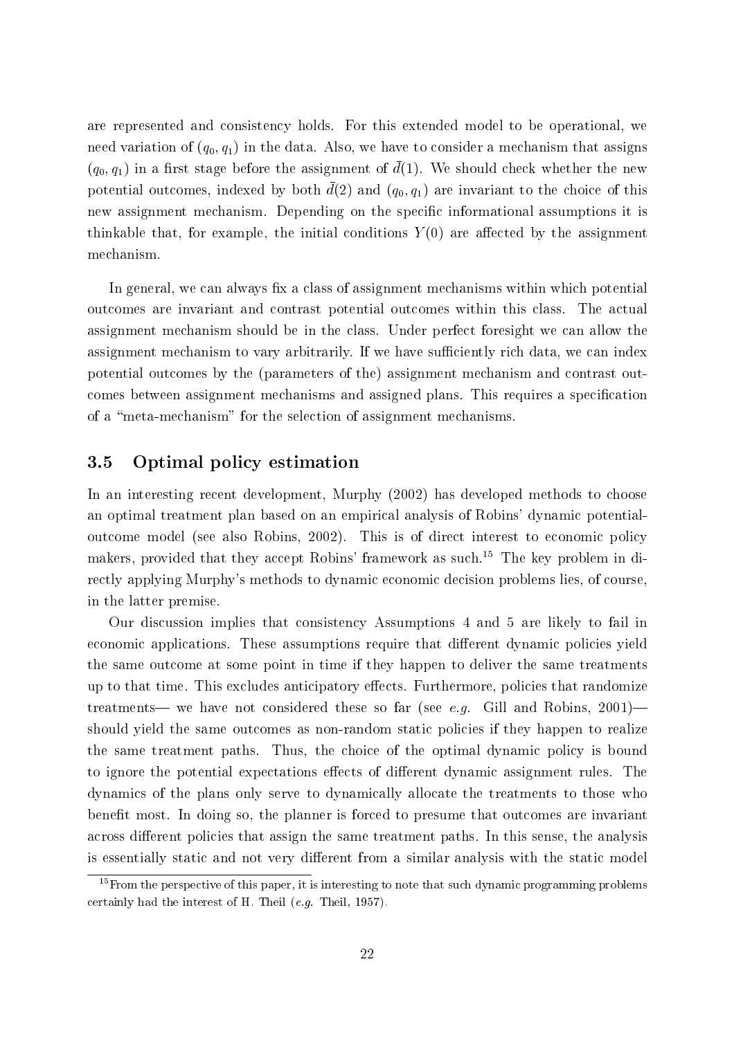are represented and consistency holds. For this extended model to be operational, we need variation of $(q_0, q_1)$ in the data. Also, we have to consider a mechanism that assigns $(q_0, q_1)$ in a first stage before the assignment of $\bar{d}(1)$. We should check whether the new potential outcomes, indexed by both $\bar{d}(2)$ and $(q_0, q_1)$ are invariant to the choice of this new assignment mechanism. Depending on the specific informational assumptions it is thinkable that, for example, the initial conditions $Y(0)$ are affected by the assignment mechanism.

In general, we can always fix a class of assignment mechanisms within which potential outcomes are invariant and contrast potential outcomes within this class. The actual assignment mechanism should be in the class. Under perfect foresight we can allow the assignment mechanism to vary arbitrarily. If we have sufficiently rich data, we can index potential outcomes by the (parameters of the) assignment mechanism and contrast outcomes between assignment mechanisms and assigned plans. This requires a specification of a "meta-mechanism" for the selection of assignment mechanisms.

### 3.5 Optimal policy estimation

In an interesting recent development, Murphy (2002) has developed methods to choose an optimal treatment plan based on an empirical analysis of Robins' dynamic potential-outcome model (see also Robins, 2002). This is of direct interest to economic policy makers, provided that they accept Robins' framework as such.[15] The key problem in directly applying Murphy's methods to dynamic economic decision problems lies, of course, in the latter premise.

Our discussion implies that consistency Assumptions 4 and 5 are likely to fail in economic applications. These assumptions require that different dynamic policies yield the same outcome at some point in time if they happen to deliver the same treatments up to that time. This excludes anticipatory effects. Furthermore, policies that randomize treatments— we have not considered these so far (see *e.g.* Gill and Robins, 2001)— should yield the same outcomes as non-random static policies if they happen to realize the same treatment paths. Thus, the choice of the optimal dynamic policy is bound to ignore the potential expectations effects of different dynamic assignment rules. The dynamics of the plans only serve to dynamically allocate the treatments to those who benefit most. In doing so, the planner is forced to presume that outcomes are invariant across different policies that assign the same treatment paths. In this sense, the analysis is essentially static and not very different from a similar analysis with the static model

[15] From the perspective of this paper, it is interesting to note that such dynamic programming problems certainly had the interest of H. Theil (*e.g.* Theil, 1957).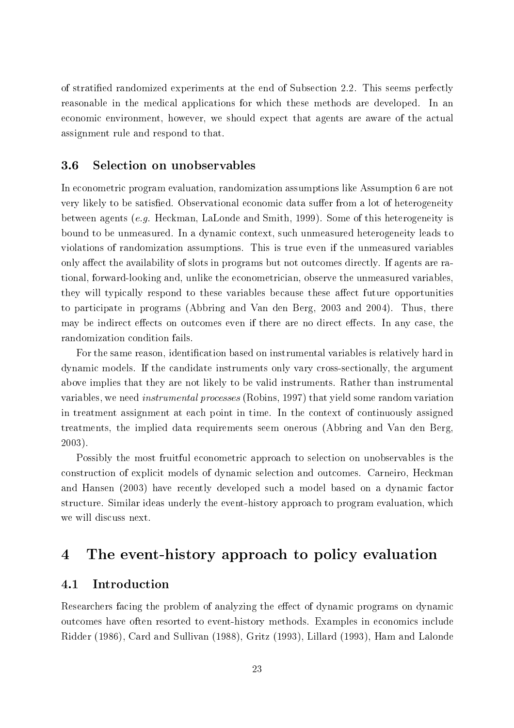of stratified randomized experiments at the end of Subsection 2.2. This seems perfectly reasonable in the medical applications for which these methods are developed. In an economic environment, however, we should expect that agents are aware of the actual assignment rule and respond to that.

### 3.6 Selection on unobservables

In econometric program evaluation, randomization assumptions like Assumption 6 are not very likely to be satisfied. Observational economic data suffer from a lot of heterogeneity between agents (*e.g.* Heckman, LaLonde and Smith, 1999). Some of this heterogeneity is bound to be unmeasured. In a dynamic context, such unmeasured heterogeneity leads to violations of randomization assumptions. This is true even if the unmeasured variables only affect the availability of slots in programs but not outcomes directly. If agents are rational, forward-looking and, unlike the econometrician, observe the unmeasured variables, they will typically respond to these variables because these affect future opportunities to participate in programs (Abbring and Van den Berg, 2003 and 2004). Thus, there may be indirect effects on outcomes even if there are no direct effects. In any case, the randomization condition fails.

For the same reason, identification based on instrumental variables is relatively hard in dynamic models. If the candidate instruments only vary cross-sectionally, the argument above implies that they are not likely to be valid instruments. Rather than instrumental variables, we need *instrumental processes* (Robins, 1997) that yield some random variation in treatment assignment at each point in time. In the context of continuously assigned treatments, the implied data requirements seem onerous (Abbring and Van den Berg, 2003).

Possibly the most fruitful econometric approach to selection on unobservables is the construction of explicit models of dynamic selection and outcomes. Carneiro, Heckman and Hansen (2003) have recently developed such a model based on a dynamic factor structure. Similar ideas underly the event-history approach to program evaluation, which we will discuss next.

## 4 The event-history approach to policy evaluation

### 4.1 Introduction

Researchers facing the problem of analyzing the effect of dynamic programs on dynamic outcomes have often resorted to event-history methods. Examples in economics include Ridder (1986), Card and Sullivan (1988), Gritz (1993), Lillard (1993), Ham and Lalonde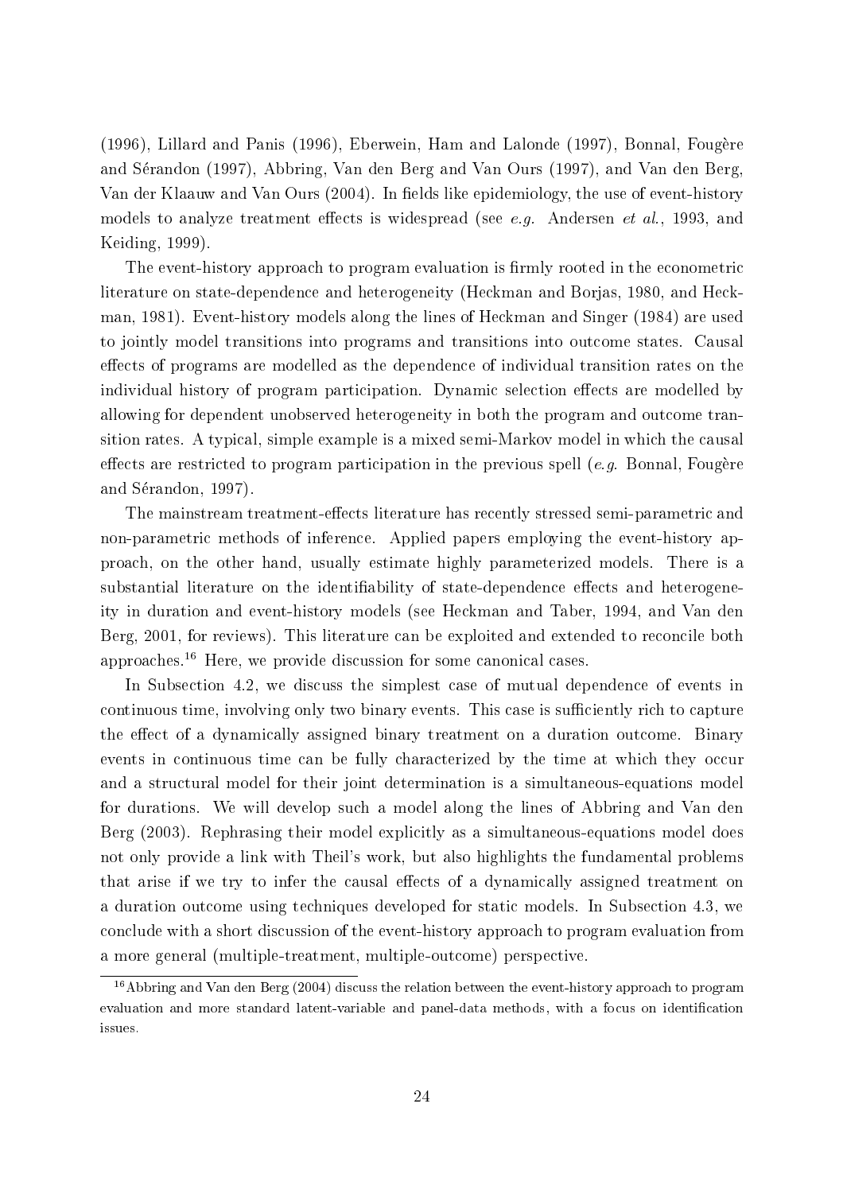(1996), Lillard and Panis (1996), Eberwein, Ham and Lalonde (1997), Bonnal, Fougère and Sérandon (1997), Abbring, Van den Berg and Van Ours (1997), and Van den Berg, Van der Klaauw and Van Ours (2004). In fields like epidemiology, the use of event-history models to analyze treatment effects is widespread (see *e.g.* Andersen *et al.*, 1993, and Keiding, 1999).

The event-history approach to program evaluation is firmly rooted in the econometric literature on state-dependence and heterogeneity (Heckman and Borjas, 1980, and Heckman, 1981). Event-history models along the lines of Heckman and Singer (1984) are used to jointly model transitions into programs and transitions into outcome states. Causal effects of programs are modelled as the dependence of individual transition rates on the individual history of program participation. Dynamic selection effects are modelled by allowing for dependent unobserved heterogeneity in both the program and outcome transition rates. A typical, simple example is a mixed semi-Markov model in which the causal effects are restricted to program participation in the previous spell (*e.g.* Bonnal, Fougère and Sérandon, 1997).

The mainstream treatment-effects literature has recently stressed semi-parametric and non-parametric methods of inference. Applied papers employing the event-history approach, on the other hand, usually estimate highly parameterized models. There is a substantial literature on the identifiability of state-dependence effects and heterogeneity in duration and event-history models (see Heckman and Taber, 1994, and Van den Berg, 2001, for reviews). This literature can be exploited and extended to reconcile both approaches.[16] Here, we provide discussion for some canonical cases.

In Subsection 4.2, we discuss the simplest case of mutual dependence of events in continuous time, involving only two binary events. This case is sufficiently rich to capture the effect of a dynamically assigned binary treatment on a duration outcome. Binary events in continuous time can be fully characterized by the time at which they occur and a structural model for their joint determination is a simultaneous-equations model for durations. We will develop such a model along the lines of Abbring and Van den Berg (2003). Rephrasing their model explicitly as a simultaneous-equations model does not only provide a link with Theil's work, but also highlights the fundamental problems that arise if we try to infer the causal effects of a dynamically assigned treatment on a duration outcome using techniques developed for static models. In Subsection 4.3, we conclude with a short discussion of the event-history approach to program evaluation from a more general (multiple-treatment, multiple-outcome) perspective.

[16] Abbring and Van den Berg (2004) discuss the relation between the event-history approach to program evaluation and more standard latent-variable and panel-data methods, with a focus on identification issues.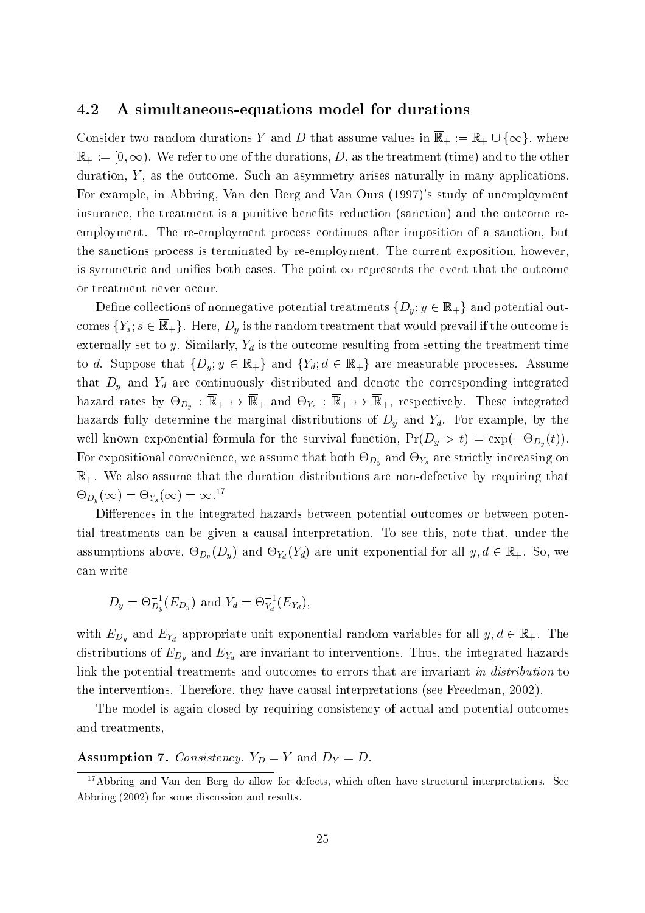### 4.2 A simultaneous-equations model for durations

Consider two random durations $Y$ and $D$ that assume values in $\overline{\mathbb{R}}_+ := \mathbb{R}_+ \cup \{\infty\}$, where $\mathbb{R}_+ := [0, \infty)$. We refer to one of the durations, $D$, as the treatment (time) and to the other duration, $Y$, as the outcome. Such an asymmetry arises naturally in many applications. For example, in Abbring, Van den Berg and Van Ours (1997)'s study of unemployment insurance, the treatment is a punitive benefits reduction (sanction) and the outcome re-employment. The re-employment process continues after imposition of a sanction, but the sanctions process is terminated by re-employment. The current exposition, however, is symmetric and unifies both cases. The point $\infty$ represents the event that the outcome or treatment never occur.

Define collections of nonnegative potential treatments $\{D_y; y \in \overline{\mathbb{R}}_+\}$ and potential outcomes $\{Y_s; s \in \overline{\mathbb{R}}_+\}$. Here, $D_y$ is the random treatment that would prevail if the outcome is externally set to $y$. Similarly, $Y_d$ is the outcome resulting from setting the treatment time to $d$. Suppose that $\{D_y; y \in \overline{\mathbb{R}}_+\}$ and $\{Y_d; d \in \overline{\mathbb{R}}_+\}$ are measurable processes. Assume that $D_y$ and $Y_d$ are continuously distributed and denote the corresponding integrated hazard rates by $\Theta_{D_y} : \overline{\mathbb{R}}_+ \mapsto \overline{\mathbb{R}}_+$ and $\Theta_{Y_s} : \overline{\mathbb{R}}_+ \mapsto \overline{\mathbb{R}}_+$, respectively. These integrated hazards fully determine the marginal distributions of $D_y$ and $Y_d$. For example, by the well known exponential formula for the survival function, $\Pr(D_y > t) = \exp(-\Theta_{D_y}(t))$. For expositional convenience, we assume that both $\Theta_{D_y}$ and $\Theta_{Y_s}$ are strictly increasing on $\mathbb{R}_+$. We also assume that the duration distributions are non-defective by requiring that $\Theta_{D_y}(\infty) = \Theta_{Y_s}(\infty) = \infty$.[17]

Differences in the integrated hazards between potential outcomes or between potential treatments can be given a causal interpretation. To see this, note that, under the assumptions above, $\Theta_{D_y}(D_y)$ and $\Theta_{Y_d}(Y_d)$ are unit exponential for all $y, d \in \mathbb{R}_+$. So, we can write

$$D_y = \Theta_{D_y}^{-1}(E_{D_y}) \text{ and } Y_d = \Theta_{Y_d}^{-1}(E_{Y_d}),$$

with $E_{D_y}$ and $E_{Y_d}$ appropriate unit exponential random variables for all $y, d \in \mathbb{R}_+$. The distributions of $E_{D_y}$ and $E_{Y_d}$ are invariant to interventions. Thus, the integrated hazards link the potential treatments and outcomes to errors that are invariant *in distribution* to the interventions. Therefore, they have causal interpretations (see Freedman, 2002).

The model is again closed by requiring consistency of actual and potential outcomes and treatments,

**Assumption 7.** *Consistency.* $Y_D = Y$ and $D_Y = D$.

---

[17] Abbring and Van den Berg do allow for defects, which often have structural interpretations. See Abbring (2002) for some discussion and results.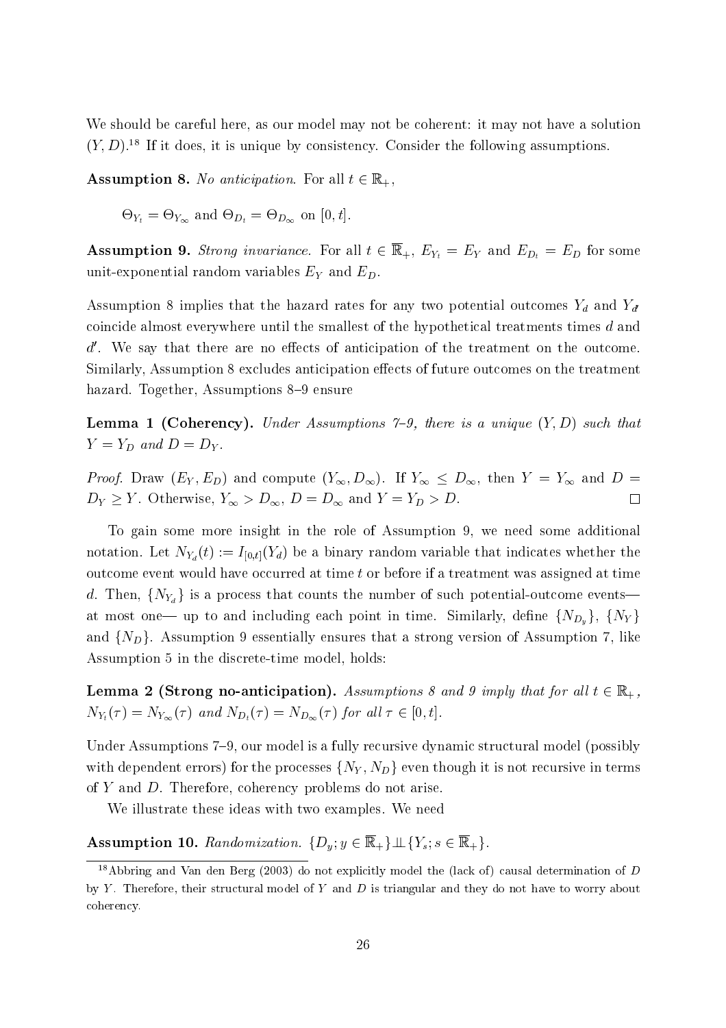We should be careful here, as our model may not be coherent: it may not have a solution $(Y, D)$.[18] If it does, it is unique by consistency. Consider the following assumptions.

**Assumption 8.** *No anticipation.* For all $t \in \mathbb{R}_+$,

$\Theta_{Y_t} = \Theta_{Y_\infty}$ and $\Theta_{D_t} = \Theta_{D_\infty}$ on $[0, t]$.

**Assumption 9.** *Strong invariance.* For all $t \in \overline{\mathbb{R}}_+$, $E_{Y_t} = E_Y$ and $E_{D_t} = E_D$ for some unit-exponential random variables $E_Y$ and $E_D$.

Assumption 8 implies that the hazard rates for any two potential outcomes $Y_d$ and $Y_{d'}$ coincide almost everywhere until the smallest of the hypothetical treatments times $d$ and $d'$. We say that there are no effects of anticipation of the treatment on the outcome. Similarly, Assumption 8 excludes anticipation effects of future outcomes on the treatment hazard. Together, Assumptions 8–9 ensure

**Lemma 1 (Coherency).** *Under Assumptions 7–9, there is a unique $(Y, D)$ such that $Y = Y_D$ and $D = D_Y$.*

*Proof.* Draw $(E_Y, E_D)$ and compute $(Y_\infty, D_\infty)$. If $Y_\infty \leq D_\infty$, then $Y = Y_\infty$ and $D = D_Y \geq Y$. Otherwise, $Y_\infty > D_\infty$, $D = D_\infty$ and $Y = Y_D > D$. $\square$

To gain some more insight in the role of Assumption 9, we need some additional notation. Let $N_{Y_d}(t) := I_{[0,t]}(Y_d)$ be a binary random variable that indicates whether the outcome event would have occurred at time $t$ or before if a treatment was assigned at time $d$. Then, $\{N_{Y_d}\}$ is a process that counts the number of such potential-outcome events—at most one— up to and including each point in time. Similarly, define $\{N_{D_y}\}$, $\{N_Y\}$ and $\{N_D\}$. Assumption 9 essentially ensures that a strong version of Assumption 7, like Assumption 5 in the discrete-time model, holds:

**Lemma 2 (Strong no-anticipation).** *Assumptions 8 and 9 imply that for all $t \in \mathbb{R}_+$, $N_{Y_t}(\tau) = N_{Y_\infty}(\tau)$ and $N_{D_t}(\tau) = N_{D_\infty}(\tau)$ for all $\tau \in [0, t]$.*

Under Assumptions 7–9, our model is a fully recursive dynamic structural model (possibly with dependent errors) for the processes $\{N_Y, N_D\}$ even though it is not recursive in terms of $Y$ and $D$. Therefore, coherency problems do not arise.

We illustrate these ideas with two examples. We need

**Assumption 10.** *Randomization.* $\{D_y; y \in \overline{\mathbb{R}}_+\} \perp\!\!\!\perp \{Y_s; s \in \overline{\mathbb{R}}_+\}$.

[18] Abbring and Van den Berg (2003) do not explicitly model the (lack of) causal determination of $D$ by $Y$. Therefore, their structural model of $Y$ and $D$ is triangular and they do not have to worry about coherency.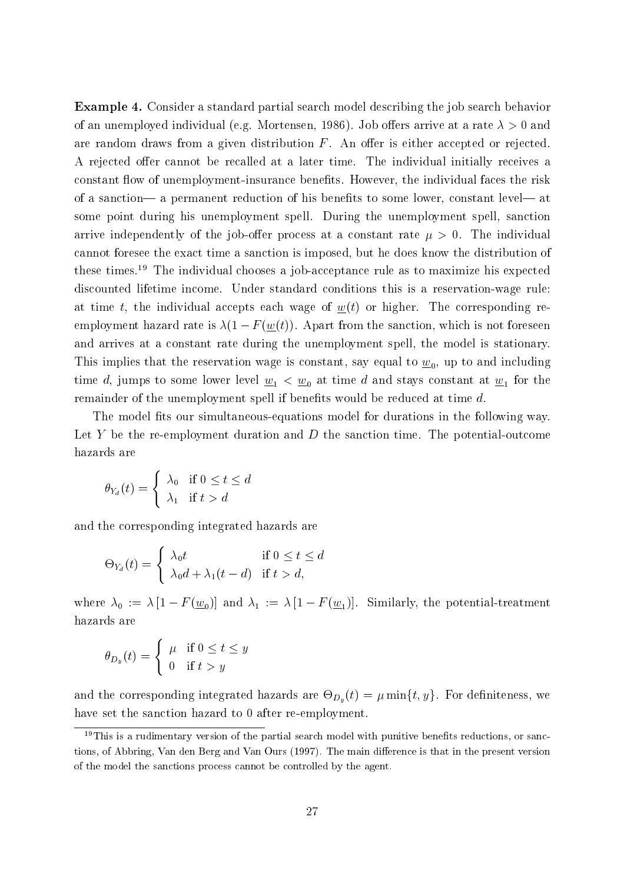**Example 4.** Consider a standard partial search model describing the job search behavior of an unemployed individual (e.g. Mortensen, 1986). Job offers arrive at a rate $\lambda > 0$ and are random draws from a given distribution $F$. An offer is either accepted or rejected. A rejected offer cannot be recalled at a later time. The individual initially receives a constant flow of unemployment-insurance benefits. However, the individual faces the risk of a sanction— a permanent reduction of his benefits to some lower, constant level— at some point during his unemployment spell. During the unemployment spell, sanction arrive independently of the job-offer process at a constant rate $\mu > 0$. The individual cannot foresee the exact time a sanction is imposed, but he does know the distribution of these times.[19] The individual chooses a job-acceptance rule as to maximize his expected discounted lifetime income. Under standard conditions this is a reservation-wage rule: at time $t$, the individual accepts each wage of $\underline{w}(t)$ or higher. The corresponding re-employment hazard rate is $\lambda(1 - F(\underline{w}(t))$. Apart from the sanction, which is not foreseen and arrives at a constant rate during the unemployment spell, the model is stationary. This implies that the reservation wage is constant, say equal to $\underline{w}_0$, up to and including time $d$, jumps to some lower level $\underline{w}_1 < \underline{w}_0$ at time $d$ and stays constant at $\underline{w}_1$ for the remainder of the unemployment spell if benefits would be reduced at time $d$.

The model fits our simultaneous-equations model for durations in the following way. Let $Y$ be the re-employment duration and $D$ the sanction time. The potential-outcome hazards are

$$\theta_{Y_d}(t) = \begin{cases} \lambda_0 & \text{if } 0 \leq t \leq d \\ \lambda_1 & \text{if } t > d \end{cases}$$

and the corresponding integrated hazards are

$$\Theta_{Y_d}(t) = \begin{cases} \lambda_0 t & \text{if } 0 \leq t \leq d \\ \lambda_0 d + \lambda_1 (t - d) & \text{if } t > d, \end{cases}$$

where $\lambda_0 := \lambda [1 - F(\underline{w}_0)]$ and $\lambda_1 := \lambda [1 - F(\underline{w}_1)]$. Similarly, the potential-treatment hazards are

$$\theta_{D_y}(t) = \begin{cases} \mu & \text{if } 0 \leq t \leq y \\ 0 & \text{if } t > y \end{cases}$$

and the corresponding integrated hazards are $\Theta_{D_y}(t) = \mu \min\{t, y\}$. For definiteness, we have set the sanction hazard to 0 after re-employment.

[19] This is a rudimentary version of the partial search model with punitive benefits reductions, or sanctions, of Abbring, Van den Berg and Van Ours (1997). The main difference is that in the present version of the model the sanctions process cannot be controlled by the agent.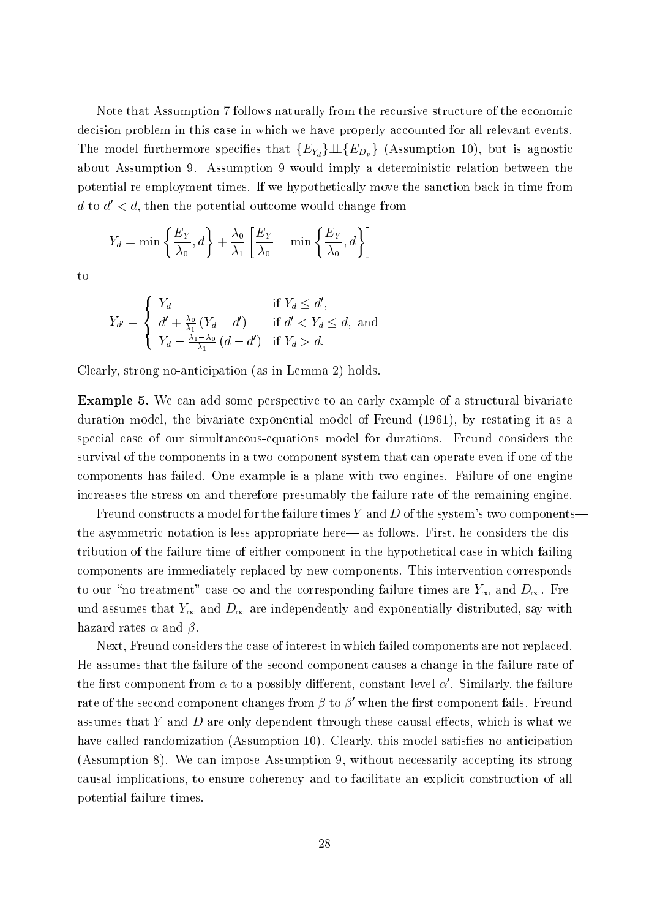Note that Assumption 7 follows naturally from the recursive structure of the economic decision problem in this case in which we have properly accounted for all relevant events. The model furthermore specifies that $\{E_{Y_d}\} \perp\!\!\!\perp \{E_{D_y}\}$ (Assumption 10), but is agnostic about Assumption 9. Assumption 9 would imply a deterministic relation between the potential re-employment times. If we hypothetically move the sanction back in time from $d$ to $d' < d$, then the potential outcome would change from

$$Y_d = \min\left\{\frac{E_Y}{\lambda_0}, d\right\} + \frac{\lambda_0}{\lambda_1}\left[\frac{E_Y}{\lambda_0} - \min\left\{\frac{E_Y}{\lambda_0}, d\right\}\right]$$

to

$$Y_{d'} = \begin{cases} Y_d & \text{if } Y_d \leq d', \\ d' + \frac{\lambda_0}{\lambda_1}(Y_d - d') & \text{if } d' < Y_d \leq d, \text{ and} \\ Y_d - \frac{\lambda_1 - \lambda_0}{\lambda_1}(d - d') & \text{if } Y_d > d. \end{cases}$$

Clearly, strong no-anticipation (as in Lemma 2) holds.

**Example 5.** We can add some perspective to an early example of a structural bivariate duration model, the bivariate exponential model of Freund (1961), by restating it as a special case of our simultaneous-equations model for durations. Freund considers the survival of the components in a two-component system that can operate even if one of the components has failed. One example is a plane with two engines. Failure of one engine increases the stress on and therefore presumably the failure rate of the remaining engine.

Freund constructs a model for the failure times $Y$ and $D$ of the system's two components— the asymmetric notation is less appropriate here— as follows. First, he considers the distribution of the failure time of either component in the hypothetical case in which failing components are immediately replaced by new components. This intervention corresponds to our "no-treatment" case $\infty$ and the corresponding failure times are $Y_\infty$ and $D_\infty$. Freund assumes that $Y_\infty$ and $D_\infty$ are independently and exponentially distributed, say with hazard rates $\alpha$ and $\beta$.

Next, Freund considers the case of interest in which failed components are not replaced. He assumes that the failure of the second component causes a change in the failure rate of the first component from $\alpha$ to a possibly different, constant level $\alpha'$. Similarly, the failure rate of the second component changes from $\beta$ to $\beta'$ when the first component fails. Freund assumes that $Y$ and $D$ are only dependent through these causal effects, which is what we have called randomization (Assumption 10). Clearly, this model satisfies no-anticipation (Assumption 8). We can impose Assumption 9, without necessarily accepting its strong causal implications, to ensure coherency and to facilitate an explicit construction of all potential failure times.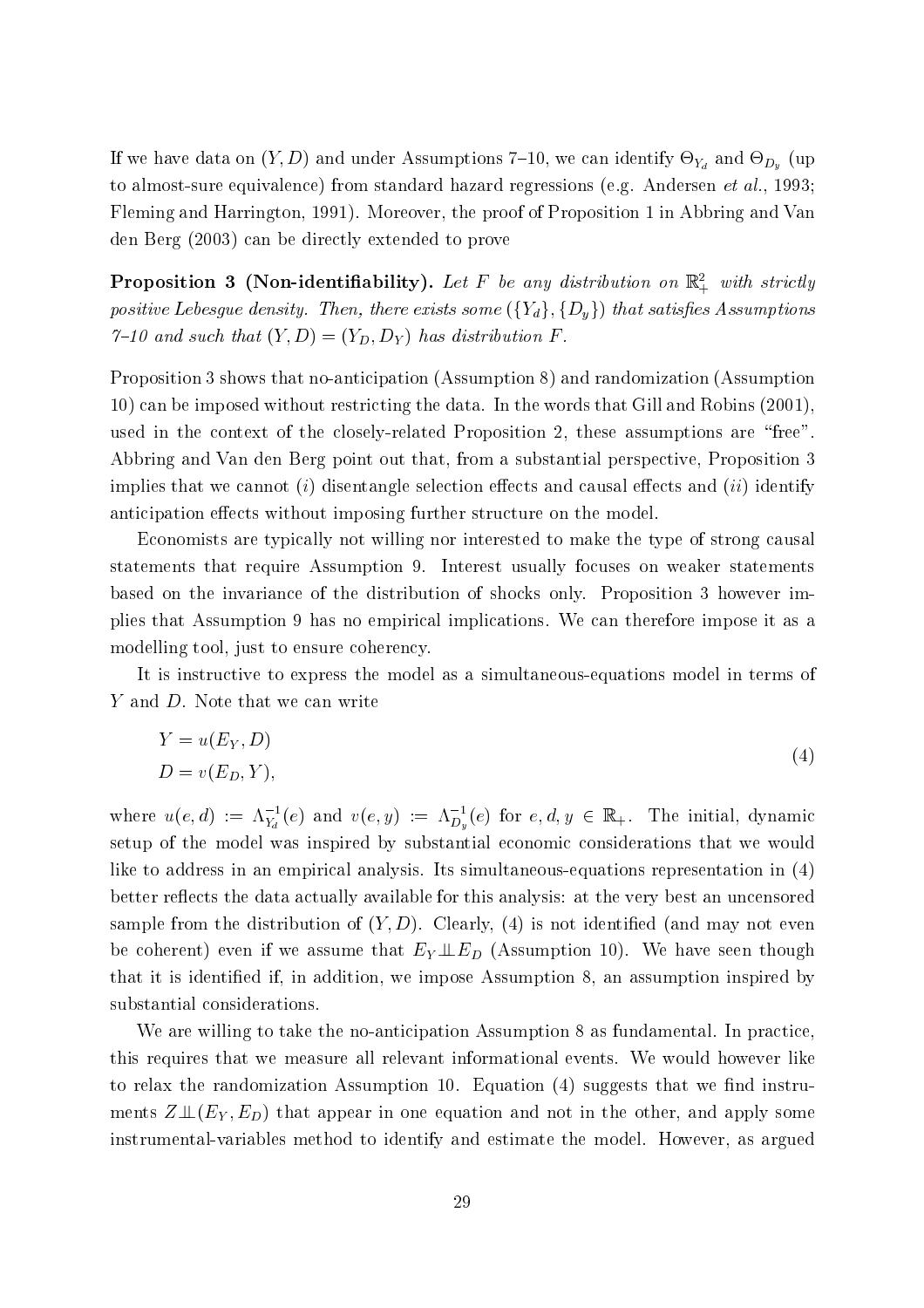If we have data on $(Y, D)$ and under Assumptions 7–10, we can identify $\Theta_{Y_d}$ and $\Theta_{D_y}$ (up to almost-sure equivalence) from standard hazard regressions (e.g. Andersen *et al.*, 1993; Fleming and Harrington, 1991). Moreover, the proof of Proposition 1 in Abbring and Van den Berg (2003) can be directly extended to prove

**Proposition 3 (Non-identifiability).** *Let $F$ be any distribution on $\mathbb{R}_+^2$ with strictly positive Lebesgue density. Then, there exists some $(\{Y_d\}, \{D_y\})$ that satisfies Assumptions 7–10 and such that $(Y, D) = (Y_D, D_Y)$ has distribution $F$.*

Proposition 3 shows that no-anticipation (Assumption 8) and randomization (Assumption 10) can be imposed without restricting the data. In the words that Gill and Robins (2001), used in the context of the closely-related Proposition 2, these assumptions are "free". Abbring and Van den Berg point out that, from a substantial perspective, Proposition 3 implies that we cannot $(i)$ disentangle selection effects and causal effects and $(ii)$ identify anticipation effects without imposing further structure on the model.

Economists are typically not willing nor interested to make the type of strong causal statements that require Assumption 9. Interest usually focuses on weaker statements based on the invariance of the distribution of shocks only. Proposition 3 however implies that Assumption 9 has no empirical implications. We can therefore impose it as a modelling tool, just to ensure coherency.

It is instructive to express the model as a simultaneous-equations model in terms of $Y$ and $D$. Note that we can write

$$
\begin{aligned}
Y &= u(E_Y, D) \\
D &= v(E_D, Y),
\end{aligned}
\tag{4}
$$

where $u(e, d) := \Lambda_{Y_d}^{-1}(e)$ and $v(e, y) := \Lambda_{D_y}^{-1}(e)$ for $e, d, y \in \mathbb{R}_+$. The initial, dynamic setup of the model was inspired by substantial economic considerations that we would like to address in an empirical analysis. Its simultaneous-equations representation in (4) better reflects the data actually available for this analysis: at the very best an uncensored sample from the distribution of $(Y, D)$. Clearly, (4) is not identified (and may not even be coherent) even if we assume that $E_Y \perp\!\!\!\perp E_D$ (Assumption 10). We have seen though that it is identified if, in addition, we impose Assumption 8, an assumption inspired by substantial considerations.

We are willing to take the no-anticipation Assumption 8 as fundamental. In practice, this requires that we measure all relevant informational events. We would however like to relax the randomization Assumption 10. Equation (4) suggests that we find instruments $Z \perp\!\!\!\perp (E_Y, E_D)$ that appear in one equation and not in the other, and apply some instrumental-variables method to identify and estimate the model. However, as argued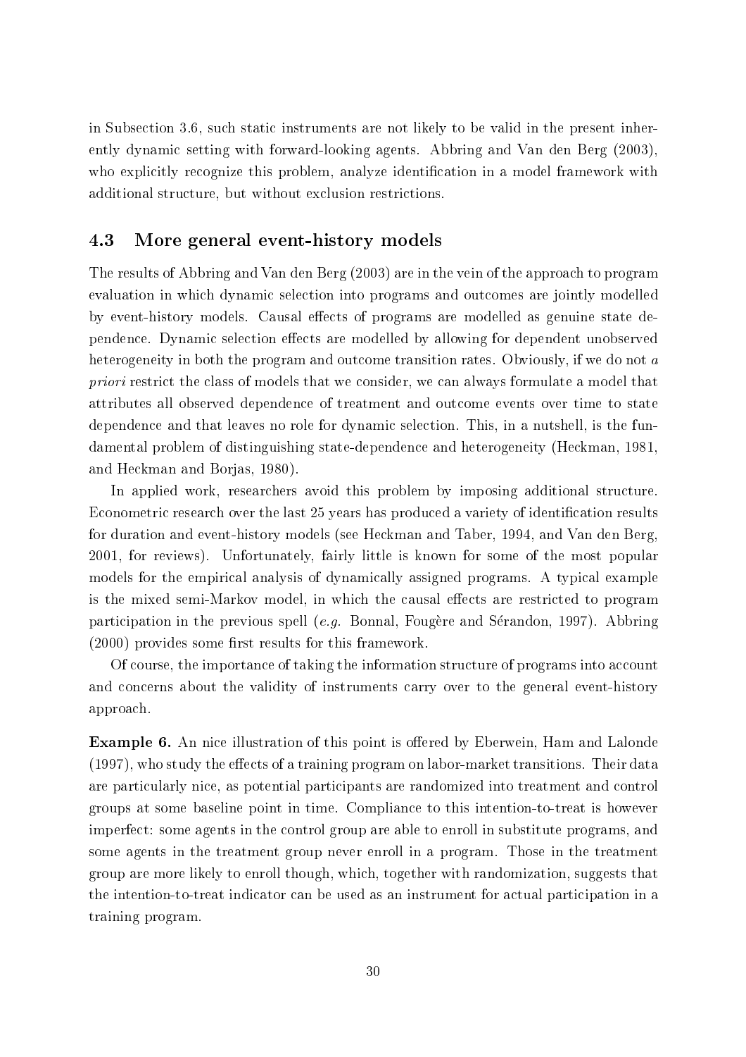in Subsection 3.6, such static instruments are not likely to be valid in the present inherently dynamic setting with forward-looking agents. Abbring and Van den Berg (2003), who explicitly recognize this problem, analyze identification in a model framework with additional structure, but without exclusion restrictions.

## 4.3 More general event-history models

The results of Abbring and Van den Berg (2003) are in the vein of the approach to program evaluation in which dynamic selection into programs and outcomes are jointly modelled by event-history models. Causal effects of programs are modelled as genuine state dependence. Dynamic selection effects are modelled by allowing for dependent unobserved heterogeneity in both the program and outcome transition rates. Obviously, if we do not *a priori* restrict the class of models that we consider, we can always formulate a model that attributes all observed dependence of treatment and outcome events over time to state dependence and that leaves no role for dynamic selection. This, in a nutshell, is the fundamental problem of distinguishing state-dependence and heterogeneity (Heckman, 1981, and Heckman and Borjas, 1980).

In applied work, researchers avoid this problem by imposing additional structure. Econometric research over the last 25 years has produced a variety of identification results for duration and event-history models (see Heckman and Taber, 1994, and Van den Berg, 2001, for reviews). Unfortunately, fairly little is known for some of the most popular models for the empirical analysis of dynamically assigned programs. A typical example is the mixed semi-Markov model, in which the causal effects are restricted to program participation in the previous spell (*e.g.* Bonnal, Fougère and Sérandon, 1997). Abbring (2000) provides some first results for this framework.

Of course, the importance of taking the information structure of programs into account and concerns about the validity of instruments carry over to the general event-history approach.

**Example 6.** An nice illustration of this point is offered by Eberwein, Ham and Lalonde (1997), who study the effects of a training program on labor-market transitions. Their data are particularly nice, as potential participants are randomized into treatment and control groups at some baseline point in time. Compliance to this intention-to-treat is however imperfect: some agents in the control group are able to enroll in substitute programs, and some agents in the treatment group never enroll in a program. Those in the treatment group are more likely to enroll though, which, together with randomization, suggests that the intention-to-treat indicator can be used as an instrument for actual participation in a training program.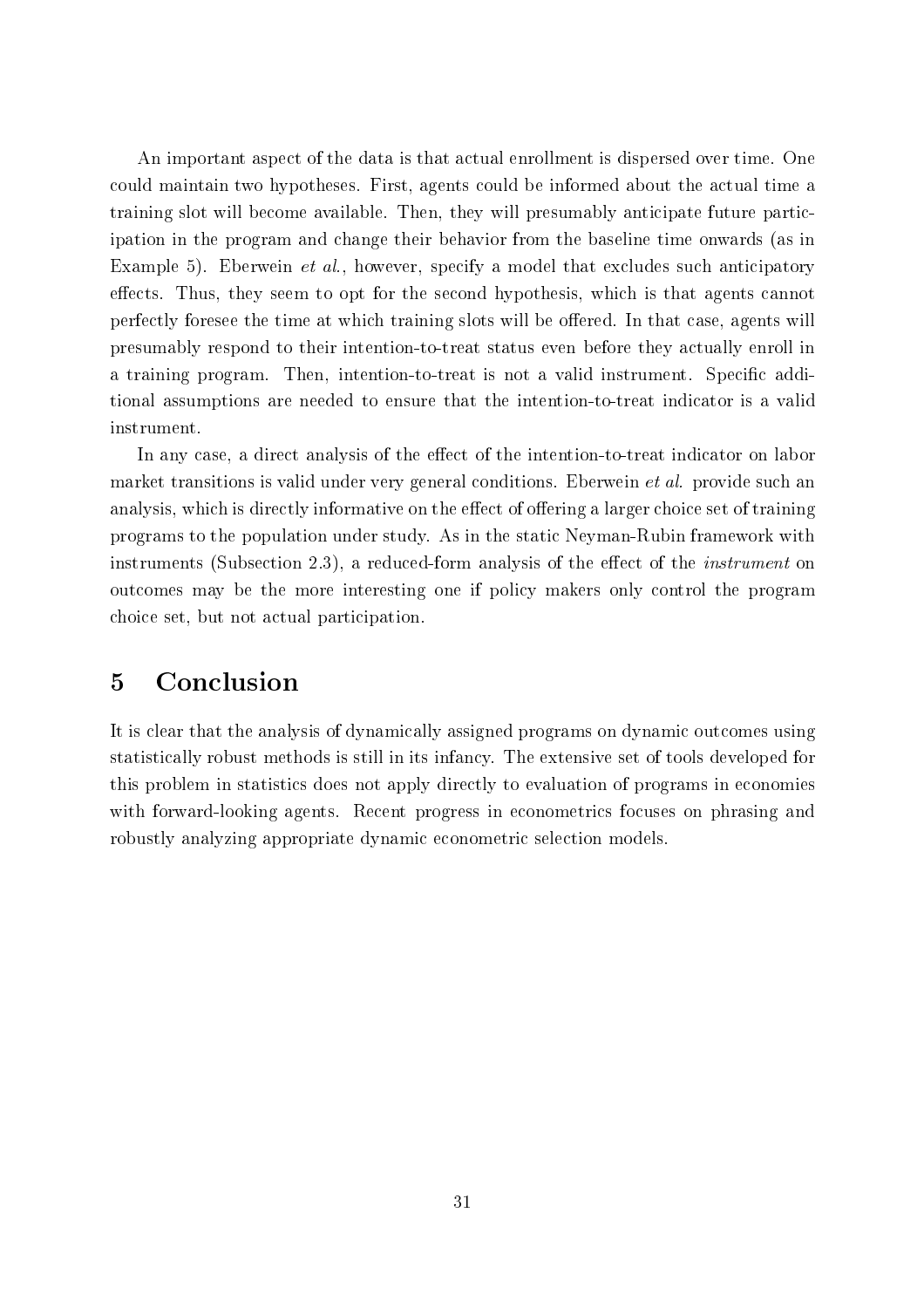An important aspect of the data is that actual enrollment is dispersed over time. One could maintain two hypotheses. First, agents could be informed about the actual time a training slot will become available. Then, they will presumably anticipate future participation in the program and change their behavior from the baseline time onwards (as in Example 5). Eberwein *et al.*, however, specify a model that excludes such anticipatory effects. Thus, they seem to opt for the second hypothesis, which is that agents cannot perfectly foresee the time at which training slots will be offered. In that case, agents will presumably respond to their intention-to-treat status even before they actually enroll in a training program. Then, intention-to-treat is not a valid instrument. Specific additional assumptions are needed to ensure that the intention-to-treat indicator is a valid instrument.

In any case, a direct analysis of the effect of the intention-to-treat indicator on labor market transitions is valid under very general conditions. Eberwein *et al.* provide such an analysis, which is directly informative on the effect of offering a larger choice set of training programs to the population under study. As in the static Neyman-Rubin framework with instruments (Subsection 2.3), a reduced-form analysis of the effect of the *instrument* on outcomes may be the more interesting one if policy makers only control the program choice set, but not actual participation.

# 5 Conclusion

It is clear that the analysis of dynamically assigned programs on dynamic outcomes using statistically robust methods is still in its infancy. The extensive set of tools developed for this problem in statistics does not apply directly to evaluation of programs in economies with forward-looking agents. Recent progress in econometrics focuses on phrasing and robustly analyzing appropriate dynamic econometric selection models.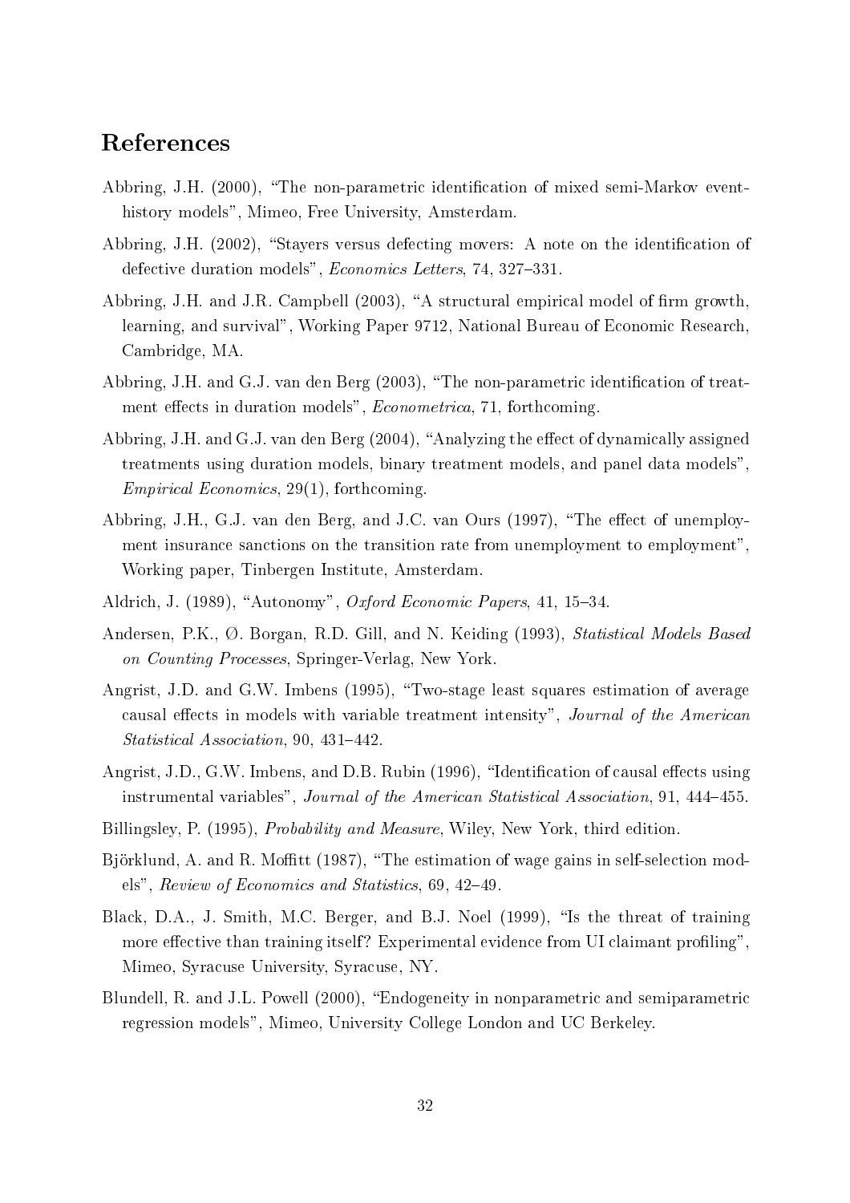## References

Abbring, J.H. (2000), "The non-parametric identification of mixed semi-Markov event-history models", Mimeo, Free University, Amsterdam.

Abbring, J.H. (2002), "Stayers versus defecting movers: A note on the identification of defective duration models", *Economics Letters*, 74, 327–331.

Abbring, J.H. and J.R. Campbell (2003), "A structural empirical model of firm growth, learning, and survival", Working Paper 9712, National Bureau of Economic Research, Cambridge, MA.

Abbring, J.H. and G.J. van den Berg (2003), "The non-parametric identification of treatment effects in duration models", *Econometrica*, 71, forthcoming.

Abbring, J.H. and G.J. van den Berg (2004), "Analyzing the effect of dynamically assigned treatments using duration models, binary treatment models, and panel data models", *Empirical Economics*, 29(1), forthcoming.

Abbring, J.H., G.J. van den Berg, and J.C. van Ours (1997), "The effect of unemployment insurance sanctions on the transition rate from unemployment to employment", Working paper, Tinbergen Institute, Amsterdam.

Aldrich, J. (1989), "Autonomy", *Oxford Economic Papers*, 41, 15–34.

Andersen, P.K., Ø. Borgan, R.D. Gill, and N. Keiding (1993), *Statistical Models Based on Counting Processes*, Springer-Verlag, New York.

Angrist, J.D. and G.W. Imbens (1995), "Two-stage least squares estimation of average causal effects in models with variable treatment intensity", *Journal of the American Statistical Association*, 90, 431–442.

Angrist, J.D., G.W. Imbens, and D.B. Rubin (1996), "Identification of causal effects using instrumental variables", *Journal of the American Statistical Association*, 91, 444–455.

Billingsley, P. (1995), *Probability and Measure*, Wiley, New York, third edition.

Björklund, A. and R. Moffitt (1987), "The estimation of wage gains in self-selection models", *Review of Economics and Statistics*, 69, 42–49.

Black, D.A., J. Smith, M.C. Berger, and B.J. Noel (1999), "Is the threat of training more effective than training itself? Experimental evidence from UI claimant profiling", Mimeo, Syracuse University, Syracuse, NY.

Blundell, R. and J.L. Powell (2000), "Endogeneity in nonparametric and semiparametric regression models", Mimeo, University College London and UC Berkeley.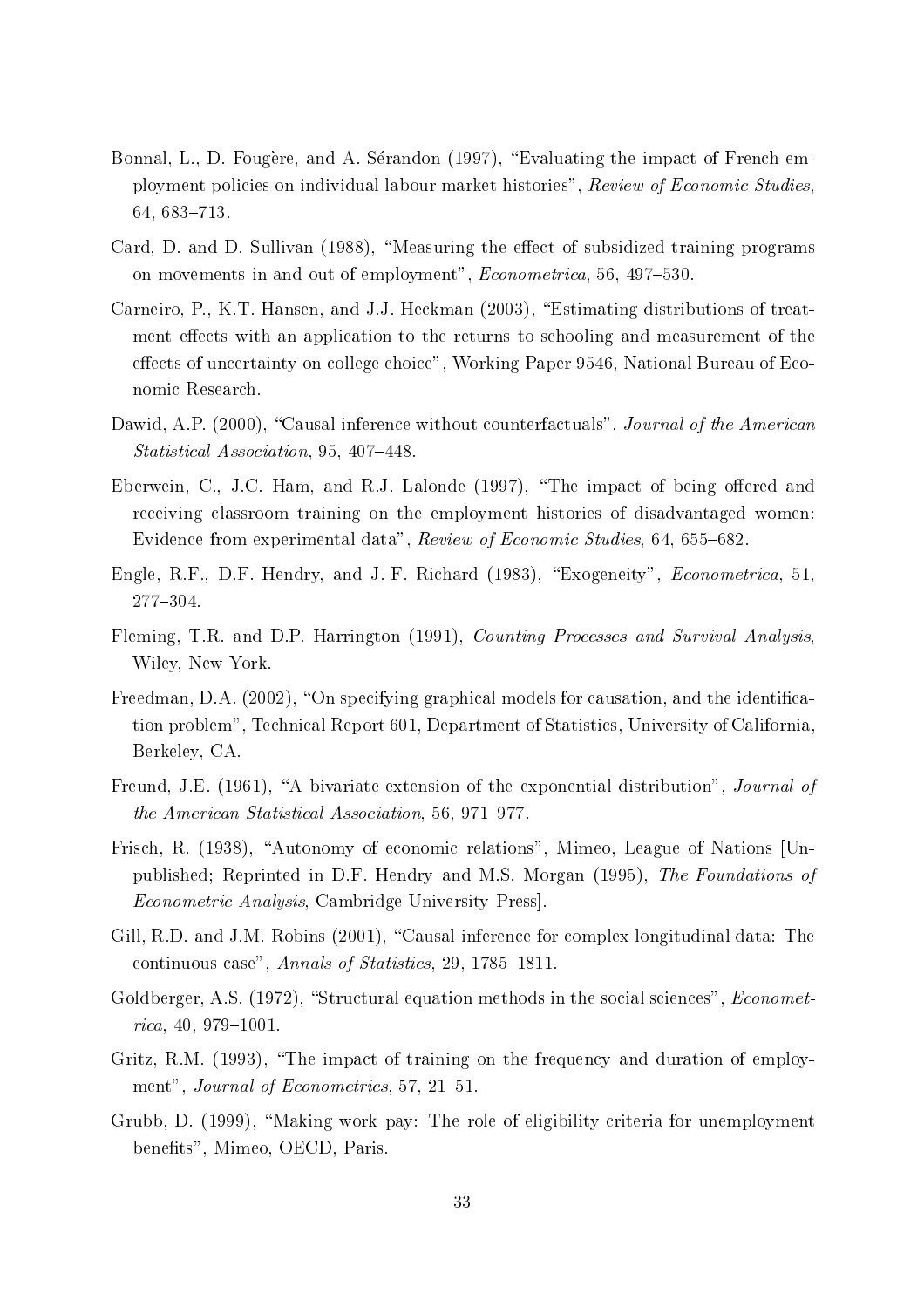Bonnal, L., D. Fougère, and A. Sérandon (1997), "Evaluating the impact of French employment policies on individual labour market histories", *Review of Economic Studies*, 64, 683–713.

Card, D. and D. Sullivan (1988), "Measuring the effect of subsidized training programs on movements in and out of employment", *Econometrica*, 56, 497–530.

Carneiro, P., K.T. Hansen, and J.J. Heckman (2003), "Estimating distributions of treatment effects with an application to the returns to schooling and measurement of the effects of uncertainty on college choice", Working Paper 9546, National Bureau of Economic Research.

Dawid, A.P. (2000), "Causal inference without counterfactuals", *Journal of the American Statistical Association*, 95, 407–448.

Eberwein, C., J.C. Ham, and R.J. Lalonde (1997), "The impact of being offered and receiving classroom training on the employment histories of disadvantaged women: Evidence from experimental data", *Review of Economic Studies*, 64, 655–682.

Engle, R.F., D.F. Hendry, and J.-F. Richard (1983), "Exogeneity", *Econometrica*, 51, 277–304.

Fleming, T.R. and D.P. Harrington (1991), *Counting Processes and Survival Analysis*, Wiley, New York.

Freedman, D.A. (2002), "On specifying graphical models for causation, and the identification problem", Technical Report 601, Department of Statistics, University of California, Berkeley, CA.

Freund, J.E. (1961), "A bivariate extension of the exponential distribution", *Journal of the American Statistical Association*, 56, 971–977.

Frisch, R. (1938), "Autonomy of economic relations", Mimeo, League of Nations [Unpublished; Reprinted in D.F. Hendry and M.S. Morgan (1995), *The Foundations of Econometric Analysis*, Cambridge University Press].

Gill, R.D. and J.M. Robins (2001), "Causal inference for complex longitudinal data: The continuous case", *Annals of Statistics*, 29, 1785–1811.

Goldberger, A.S. (1972), "Structural equation methods in the social sciences", *Econometrica*, 40, 979–1001.

Gritz, R.M. (1993), "The impact of training on the frequency and duration of employment", *Journal of Econometrics*, 57, 21–51.

Grubb, D. (1999), "Making work pay: The role of eligibility criteria for unemployment benefits", Mimeo, OECD, Paris.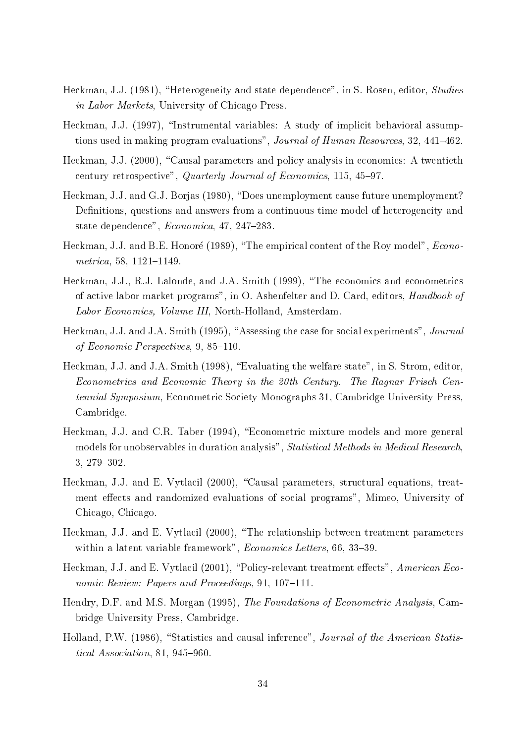Heckman, J.J. (1981), "Heterogeneity and state dependence", in S. Rosen, editor, *Studies in Labor Markets*, University of Chicago Press.

Heckman, J.J. (1997), "Instrumental variables: A study of implicit behavioral assumptions used in making program evaluations", *Journal of Human Resources*, 32, 441–462.

Heckman, J.J. (2000), "Causal parameters and policy analysis in economics: A twentieth century retrospective", *Quarterly Journal of Economics*, 115, 45–97.

Heckman, J.J. and G.J. Borjas (1980), "Does unemployment cause future unemployment? Definitions, questions and answers from a continuous time model of heterogeneity and state dependence", *Economica*, 47, 247–283.

Heckman, J.J. and B.E. Honoré (1989), "The empirical content of the Roy model", *Econometrica*, 58, 1121–1149.

Heckman, J.J., R.J. Lalonde, and J.A. Smith (1999), "The economics and econometrics of active labor market programs", in O. Ashenfelter and D. Card, editors, *Handbook of Labor Economics, Volume III*, North-Holland, Amsterdam.

Heckman, J.J. and J.A. Smith (1995), "Assessing the case for social experiments", *Journal of Economic Perspectives*, 9, 85–110.

Heckman, J.J. and J.A. Smith (1998), "Evaluating the welfare state", in S. Strom, editor, *Econometrics and Economic Theory in the 20th Century. The Ragnar Frisch Centennial Symposium*, Econometric Society Monographs 31, Cambridge University Press, Cambridge.

Heckman, J.J. and C.R. Taber (1994), "Econometric mixture models and more general models for unobservables in duration analysis", *Statistical Methods in Medical Research*, 3, 279–302.

Heckman, J.J. and E. Vytlacil (2000), "Causal parameters, structural equations, treatment effects and randomized evaluations of social programs", Mimeo, University of Chicago, Chicago.

Heckman, J.J. and E. Vytlacil (2000), "The relationship between treatment parameters within a latent variable framework", *Economics Letters*, 66, 33–39.

Heckman, J.J. and E. Vytlacil (2001), "Policy-relevant treatment effects", *American Economic Review: Papers and Proceedings*, 91, 107–111.

Hendry, D.F. and M.S. Morgan (1995), *The Foundations of Econometric Analysis*, Cambridge University Press, Cambridge.

Holland, P.W. (1986), "Statistics and causal inference", *Journal of the American Statistical Association*, 81, 945–960.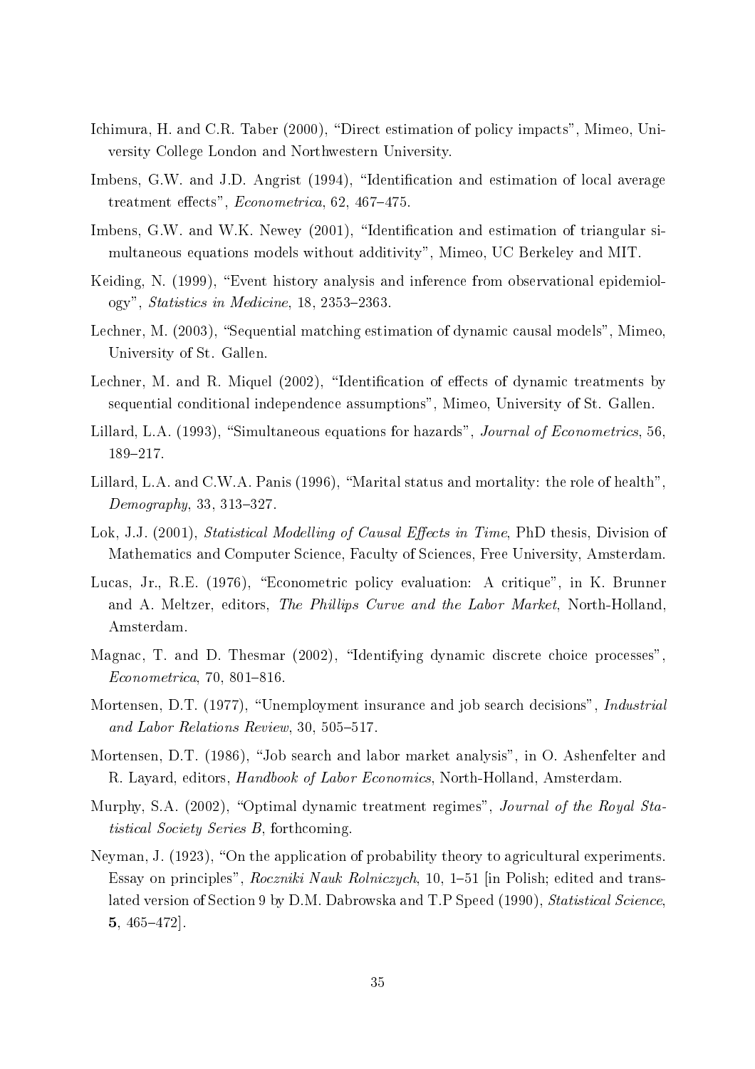Ichimura, H. and C.R. Taber (2000), "Direct estimation of policy impacts", Mimeo, University College London and Northwestern University.

Imbens, G.W. and J.D. Angrist (1994), "Identification and estimation of local average treatment effects", *Econometrica*, 62, 467–475.

Imbens, G.W. and W.K. Newey (2001), "Identification and estimation of triangular simultaneous equations models without additivity", Mimeo, UC Berkeley and MIT.

Keiding, N. (1999), "Event history analysis and inference from observational epidemiology", *Statistics in Medicine*, 18, 2353–2363.

Lechner, M. (2003), "Sequential matching estimation of dynamic causal models", Mimeo, University of St. Gallen.

Lechner, M. and R. Miquel (2002), "Identification of effects of dynamic treatments by sequential conditional independence assumptions", Mimeo, University of St. Gallen.

Lillard, L.A. (1993), "Simultaneous equations for hazards", *Journal of Econometrics*, 56, 189–217.

Lillard, L.A. and C.W.A. Panis (1996), "Marital status and mortality: the role of health", *Demography*, 33, 313–327.

Lok, J.J. (2001), *Statistical Modelling of Causal Effects in Time*, PhD thesis, Division of Mathematics and Computer Science, Faculty of Sciences, Free University, Amsterdam.

Lucas, Jr., R.E. (1976), "Econometric policy evaluation: A critique", in K. Brunner and A. Meltzer, editors, *The Phillips Curve and the Labor Market*, North-Holland, Amsterdam.

Magnac, T. and D. Thesmar (2002), "Identifying dynamic discrete choice processes", *Econometrica*, 70, 801–816.

Mortensen, D.T. (1977), "Unemployment insurance and job search decisions", *Industrial and Labor Relations Review*, 30, 505–517.

Mortensen, D.T. (1986), "Job search and labor market analysis", in O. Ashenfelter and R. Layard, editors, *Handbook of Labor Economics*, North-Holland, Amsterdam.

Murphy, S.A. (2002), "Optimal dynamic treatment regimes", *Journal of the Royal Statistical Society Series B*, forthcoming.

Neyman, J. (1923), "On the application of probability theory to agricultural experiments. Essay on principles", *Roczniki Nauk Rolniczych*, 10, 1–51 [in Polish; edited and translated version of Section 9 by D.M. Dabrowska and T.P Speed (1990), *Statistical Science*, **5**, 465–472].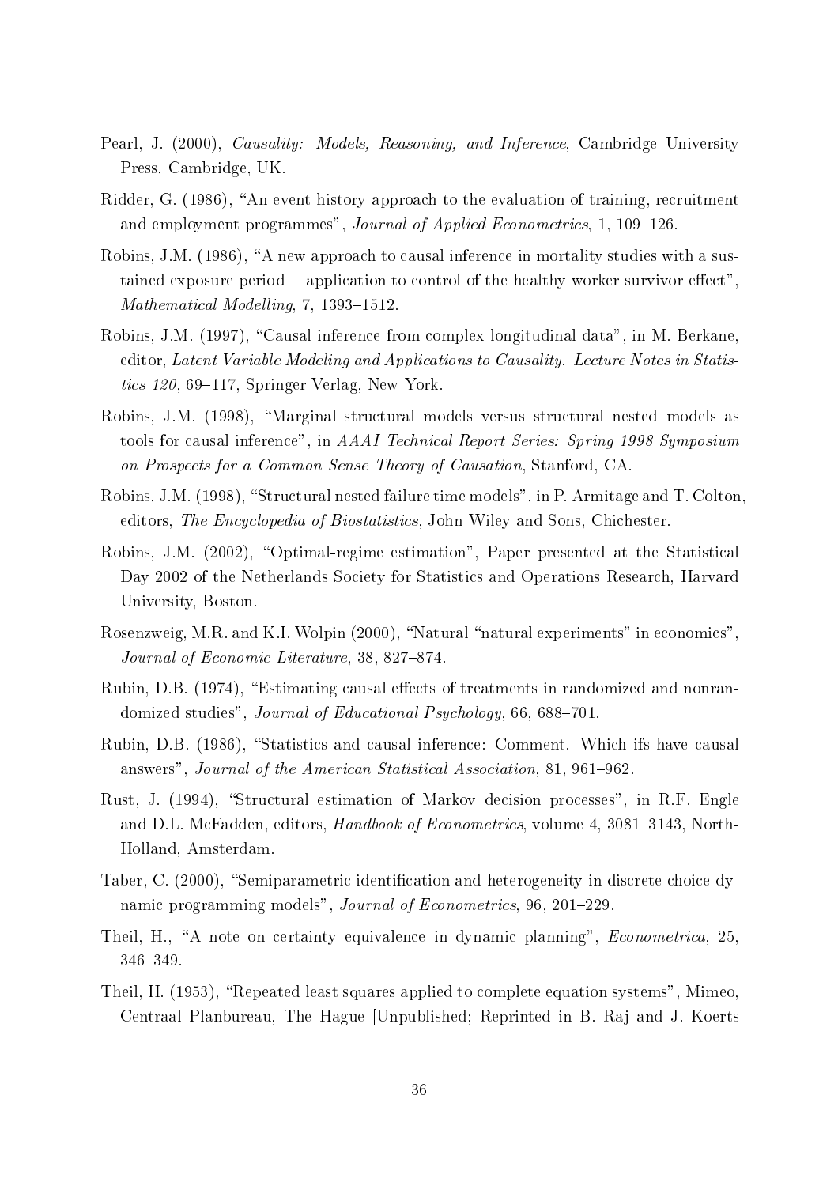Pearl, J. (2000), *Causality: Models, Reasoning, and Inference*, Cambridge University Press, Cambridge, UK.

Ridder, G. (1986), "An event history approach to the evaluation of training, recruitment and employment programmes", *Journal of Applied Econometrics*, 1, 109–126.

Robins, J.M. (1986), "A new approach to causal inference in mortality studies with a sustained exposure period— application to control of the healthy worker survivor effect", *Mathematical Modelling*, 7, 1393–1512.

Robins, J.M. (1997), "Causal inference from complex longitudinal data", in M. Berkane, editor, *Latent Variable Modeling and Applications to Causality. Lecture Notes in Statistics 120*, 69–117, Springer Verlag, New York.

Robins, J.M. (1998), "Marginal structural models versus structural nested models as tools for causal inference", in *AAAI Technical Report Series: Spring 1998 Symposium on Prospects for a Common Sense Theory of Causation*, Stanford, CA.

Robins, J.M. (1998), "Structural nested failure time models", in P. Armitage and T. Colton, editors, *The Encyclopedia of Biostatistics*, John Wiley and Sons, Chichester.

Robins, J.M. (2002), "Optimal-regime estimation", Paper presented at the Statistical Day 2002 of the Netherlands Society for Statistics and Operations Research, Harvard University, Boston.

Rosenzweig, M.R. and K.I. Wolpin (2000), "Natural "natural experiments" in economics", *Journal of Economic Literature*, 38, 827–874.

Rubin, D.B. (1974), "Estimating causal effects of treatments in randomized and nonrandomized studies", *Journal of Educational Psychology*, 66, 688–701.

Rubin, D.B. (1986), "Statistics and causal inference: Comment. Which ifs have causal answers", *Journal of the American Statistical Association*, 81, 961–962.

Rust, J. (1994), "Structural estimation of Markov decision processes", in R.F. Engle and D.L. McFadden, editors, *Handbook of Econometrics*, volume 4, 3081–3143, North-Holland, Amsterdam.

Taber, C. (2000), "Semiparametric identification and heterogeneity in discrete choice dynamic programming models", *Journal of Econometrics*, 96, 201–229.

Theil, H., "A note on certainty equivalence in dynamic planning", *Econometrica*, 25, 346–349.

Theil, H. (1953), "Repeated least squares applied to complete equation systems", Mimeo, Centraal Planbureau, The Hague [Unpublished; Reprinted in B. Raj and J. Koerts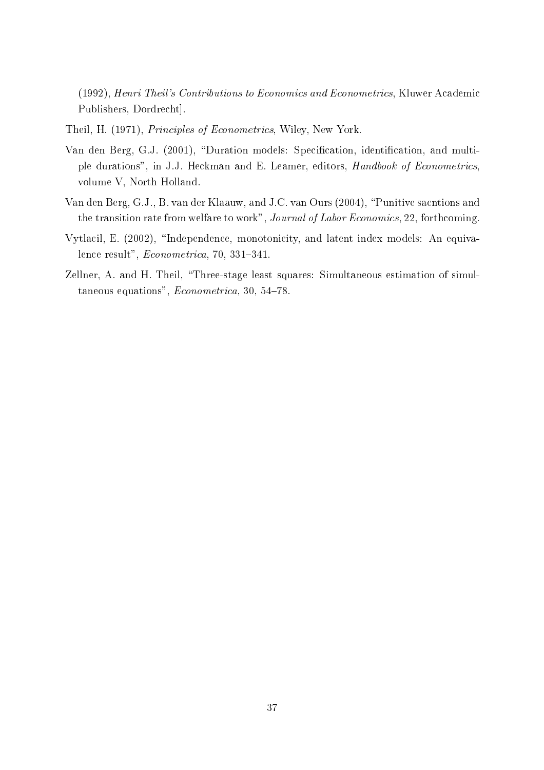(1992), *Henri Theil's Contributions to Economics and Econometrics*, Kluwer Academic Publishers, Dordrecht].

Theil, H. (1971), *Principles of Econometrics*, Wiley, New York.

Van den Berg, G.J. (2001), "Duration models: Specification, identification, and multiple durations", in J.J. Heckman and E. Leamer, editors, *Handbook of Econometrics*, volume V, North Holland.

Van den Berg, G.J., B. van der Klaauw, and J.C. van Ours (2004), "Punitive sacntions and the transition rate from welfare to work", *Journal of Labor Economics*, 22, forthcoming.

Vytlacil, E. (2002), "Independence, monotonicity, and latent index models: An equivalence result", *Econometrica*, 70, 331–341.

Zellner, A. and H. Theil, "Three-stage least squares: Simultaneous estimation of simultaneous equations", *Econometrica*, 30, 54–78.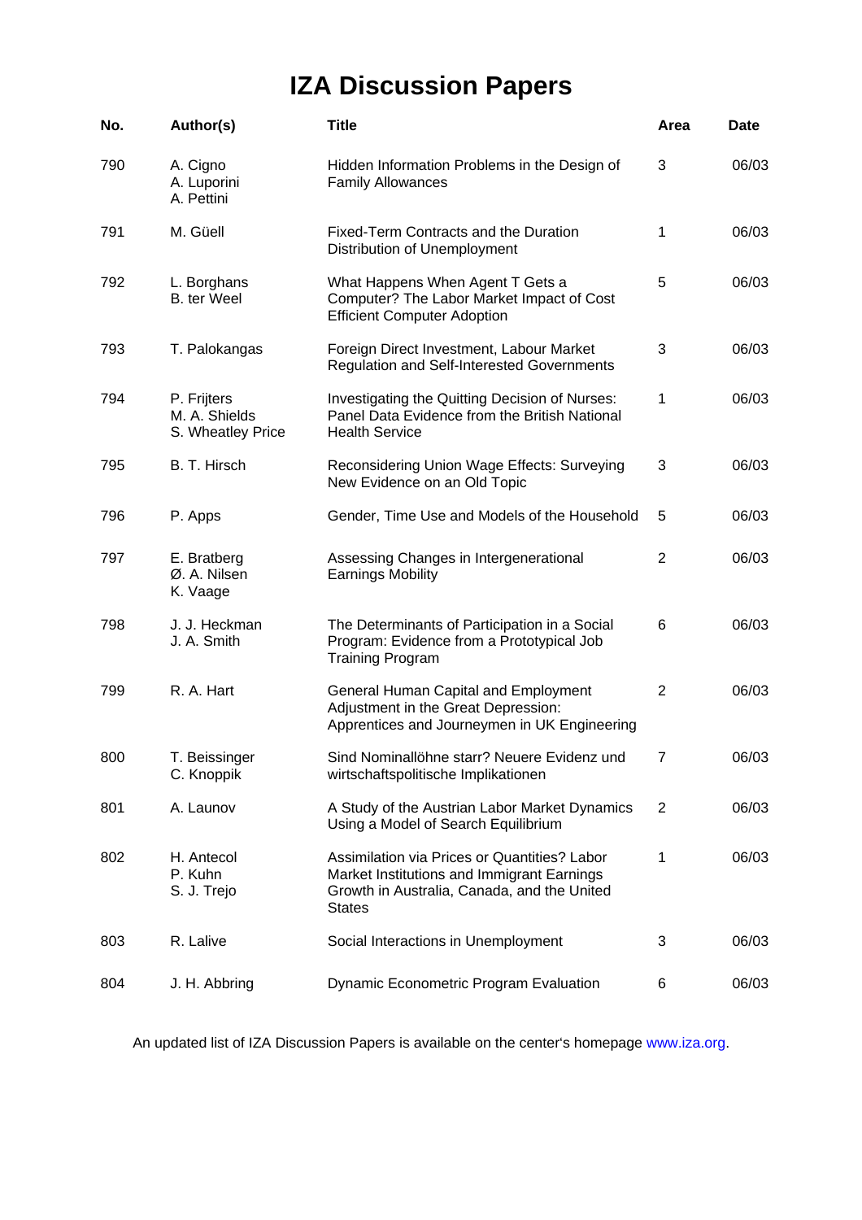# IZA Discussion Papers

| No. | Author(s) | Title | Area | Date |
|---|---|---|---|---|
| 790 | A. Cigno<br>A. Luporini<br>A. Pettini | Hidden Information Problems in the Design of Family Allowances | 3 | 06/03 |
| 791 | M. Güell | Fixed-Term Contracts and the Duration Distribution of Unemployment | 1 | 06/03 |
| 792 | L. Borghans<br>B. ter Weel | What Happens When Agent T Gets a Computer? The Labor Market Impact of Cost Efficient Computer Adoption | 5 | 06/03 |
| 793 | T. Palokangas | Foreign Direct Investment, Labour Market Regulation and Self-Interested Governments | 3 | 06/03 |
| 794 | P. Frijters<br>M. A. Shields<br>S. Wheatley Price | Investigating the Quitting Decision of Nurses: Panel Data Evidence from the British National Health Service | 1 | 06/03 |
| 795 | B. T. Hirsch | Reconsidering Union Wage Effects: Surveying New Evidence on an Old Topic | 3 | 06/03 |
| 796 | P. Apps | Gender, Time Use and Models of the Household | 5 | 06/03 |
| 797 | E. Bratberg<br>Ø. A. Nilsen<br>K. Vaage | Assessing Changes in Intergenerational Earnings Mobility | 2 | 06/03 |
| 798 | J. J. Heckman<br>J. A. Smith | The Determinants of Participation in a Social Program: Evidence from a Prototypical Job Training Program | 6 | 06/03 |
| 799 | R. A. Hart | General Human Capital and Employment Adjustment in the Great Depression: Apprentices and Journeymen in UK Engineering | 2 | 06/03 |
| 800 | T. Beissinger<br>C. Knoppik | Sind Nominallöhne starr? Neuere Evidenz und wirtschaftspolitische Implikationen | 7 | 06/03 |
| 801 | A. Launov | A Study of the Austrian Labor Market Dynamics Using a Model of Search Equilibrium | 2 | 06/03 |
| 802 | H. Antecol<br>P. Kuhn<br>S. J. Trejo | Assimilation via Prices or Quantities? Labor Market Institutions and Immigrant Earnings Growth in Australia, Canada, and the United States | 1 | 06/03 |
| 803 | R. Lalive | Social Interactions in Unemployment | 3 | 06/03 |
| 804 | J. H. Abbring | Dynamic Econometric Program Evaluation | 6 | 06/03 |

An updated list of IZA Discussion Papers is available on the center's homepage www.iza.org.